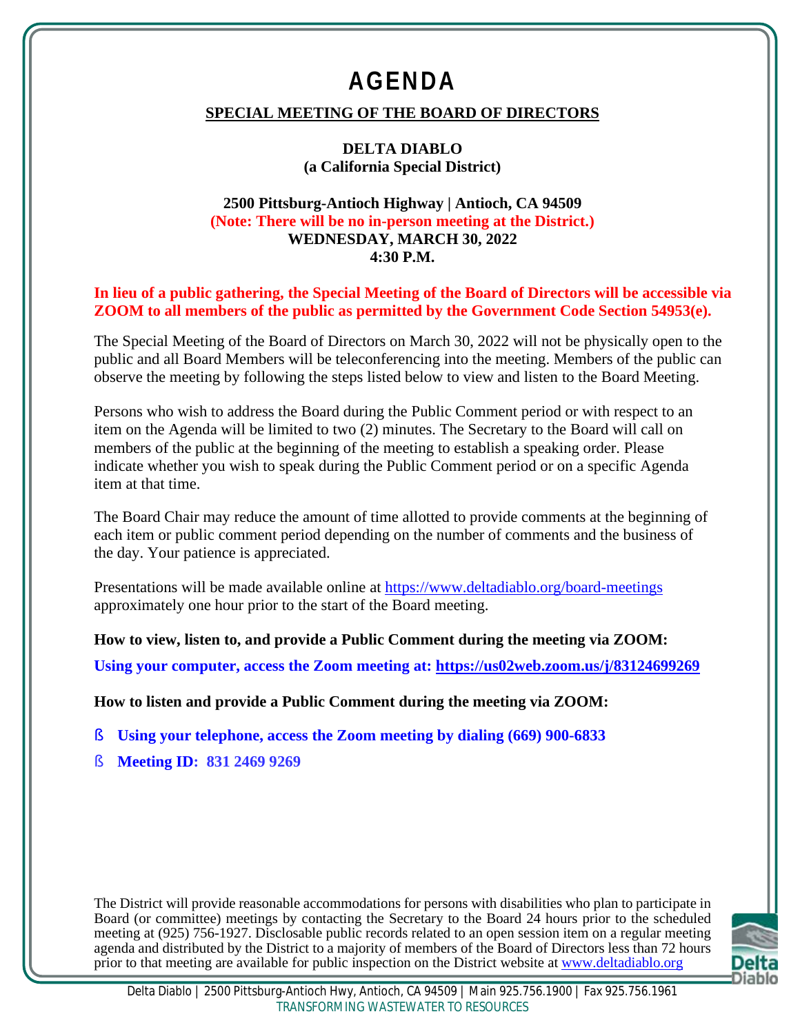# AGENDA

**SPECIAL MEETING OF THE BOARD OF DIRECTORS**

**DELTA DIABLO**
**(a California Special District)**

**2500 Pittsburg-Antioch Highway | Antioch, CA 94509**
**(Note: There will be no in-person meeting at the District.)**
**WEDNESDAY, MARCH 30, 2022**
**4:30 P.M.**

**In lieu of a public gathering, the Special Meeting of the Board of Directors will be accessible via ZOOM to all members of the public as permitted by the Government Code Section 54953(e).**

The Special Meeting of the Board of Directors on March 30, 2022 will not be physically open to the public and all Board Members will be teleconferencing into the meeting. Members of the public can observe the meeting by following the steps listed below to view and listen to the Board Meeting.

Persons who wish to address the Board during the Public Comment period or with respect to an item on the Agenda will be limited to two (2) minutes. The Secretary to the Board will call on members of the public at the beginning of the meeting to establish a speaking order. Please indicate whether you wish to speak during the Public Comment period or on a specific Agenda item at that time.

The Board Chair may reduce the amount of time allotted to provide comments at the beginning of each item or public comment period depending on the number of comments and the business of the day. Your patience is appreciated.

Presentations will be made available online at https://www.deltadiablo.org/board-meetings approximately one hour prior to the start of the Board meeting.

**How to view, listen to, and provide a Public Comment during the meeting via ZOOM:**

**Using your computer, access the Zoom meeting at: https://us02web.zoom.us/j/83124699269**

**How to listen and provide a Public Comment during the meeting via ZOOM:**

- **Using your telephone, access the Zoom meeting by dialing (669) 900-6833**
- **Meeting ID: 831 2469 9269**

The District will provide reasonable accommodations for persons with disabilities who plan to participate in Board (or committee) meetings by contacting the Secretary to the Board 24 hours prior to the scheduled meeting at (925) 756-1927. Disclosable public records related to an open session item on a regular meeting agenda and distributed by the District to a majority of members of the Board of Directors less than 72 hours prior to that meeting are available for public inspection on the District website at www.deltadiablo.org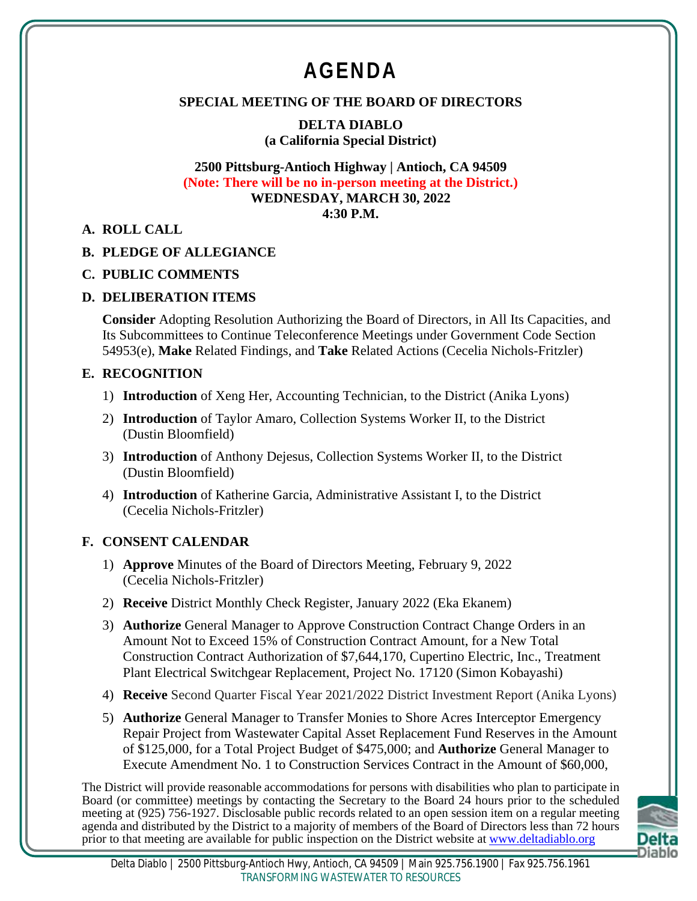# AGENDA

**SPECIAL MEETING OF THE BOARD OF DIRECTORS**

**DELTA DIABLO**
**(a California Special District)**

**2500 Pittsburg-Antioch Highway | Antioch, CA 94509**
**(Note: There will be no in-person meeting at the District.)**
**WEDNESDAY, MARCH 30, 2022**
**4:30 P.M.**

## A. ROLL CALL

## B. PLEDGE OF ALLEGIANCE

## C. PUBLIC COMMENTS

## D. DELIBERATION ITEMS

**Consider** Adopting Resolution Authorizing the Board of Directors, in All Its Capacities, and Its Subcommittees to Continue Teleconference Meetings under Government Code Section 54953(e), **Make** Related Findings, and **Take** Related Actions (Cecelia Nichols-Fritzler)

## E. RECOGNITION

1) **Introduction** of Xeng Her, Accounting Technician, to the District (Anika Lyons)
2) **Introduction** of Taylor Amaro, Collection Systems Worker II, to the District (Dustin Bloomfield)
3) **Introduction** of Anthony Dejesus, Collection Systems Worker II, to the District (Dustin Bloomfield)
4) **Introduction** of Katherine Garcia, Administrative Assistant I, to the District (Cecelia Nichols-Fritzler)

## F. CONSENT CALENDAR

1) **Approve** Minutes of the Board of Directors Meeting, February 9, 2022 (Cecelia Nichols-Fritzler)
2) **Receive** District Monthly Check Register, January 2022 (Eka Ekanem)
3) **Authorize** General Manager to Approve Construction Contract Change Orders in an Amount Not to Exceed 15% of Construction Contract Amount, for a New Total Construction Contract Authorization of $7,644,170, Cupertino Electric, Inc., Treatment Plant Electrical Switchgear Replacement, Project No. 17120 (Simon Kobayashi)
4) **Receive** Second Quarter Fiscal Year 2021/2022 District Investment Report (Anika Lyons)
5) **Authorize** General Manager to Transfer Monies to Shore Acres Interceptor Emergency Repair Project from Wastewater Capital Asset Replacement Fund Reserves in the Amount of $125,000, for a Total Project Budget of $475,000; and **Authorize** General Manager to Execute Amendment No. 1 to Construction Services Contract in the Amount of $60,000,

The District will provide reasonable accommodations for persons with disabilities who plan to participate in Board (or committee) meetings by contacting the Secretary to the Board 24 hours prior to the scheduled meeting at (925) 756-1927. Disclosable public records related to an open session item on a regular meeting agenda and distributed by the District to a majority of members of the Board of Directors less than 72 hours prior to that meeting are available for public inspection on the District website at www.deltadiablo.org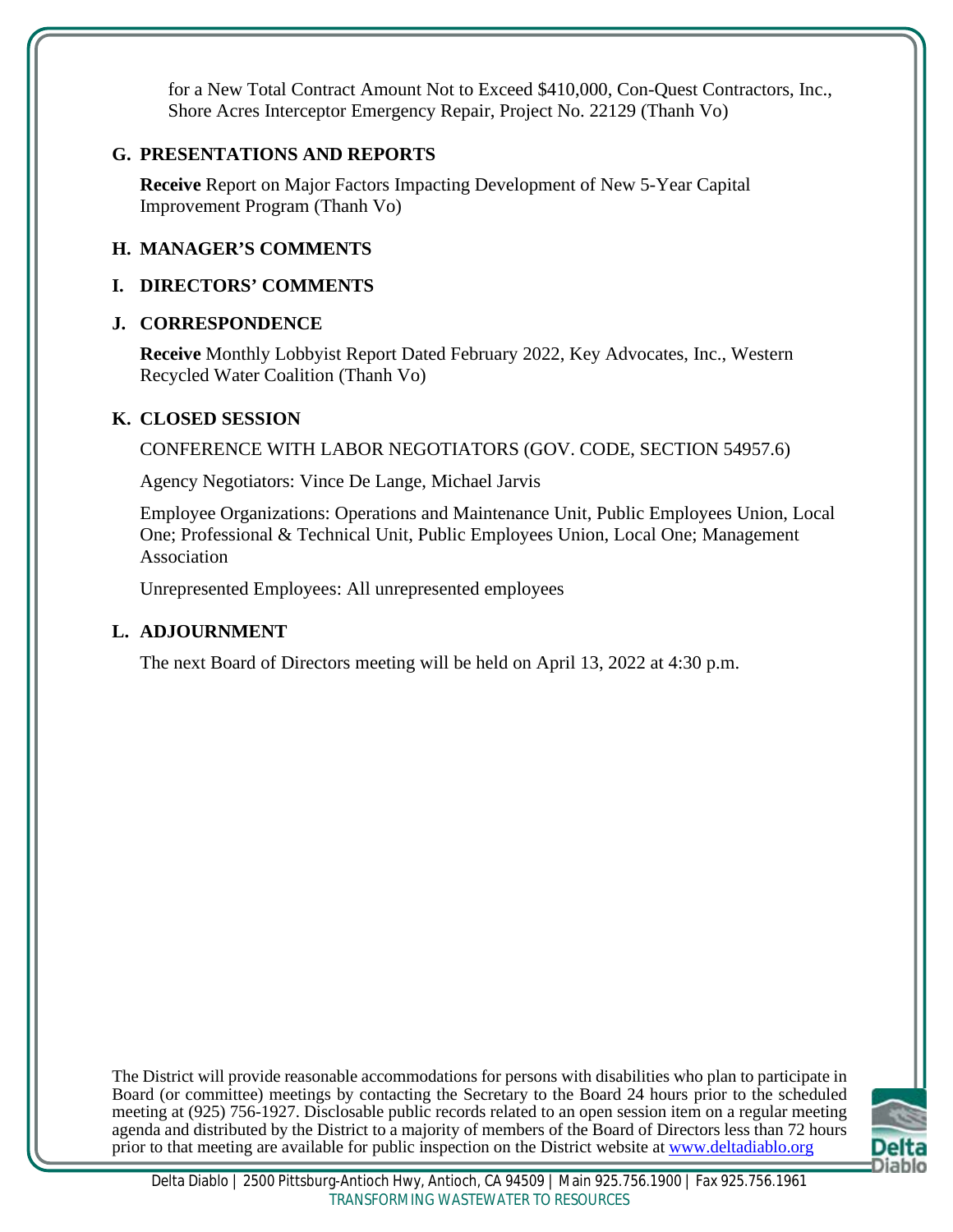for a New Total Contract Amount Not to Exceed $410,000, Con-Quest Contractors, Inc., Shore Acres Interceptor Emergency Repair, Project No. 22129 (Thanh Vo)

## G. PRESENTATIONS AND REPORTS

**Receive** Report on Major Factors Impacting Development of New 5-Year Capital Improvement Program (Thanh Vo)

## H. MANAGER'S COMMENTS

## I. DIRECTORS' COMMENTS

## J. CORRESPONDENCE

**Receive** Monthly Lobbyist Report Dated February 2022, Key Advocates, Inc., Western Recycled Water Coalition (Thanh Vo)

## K. CLOSED SESSION

CONFERENCE WITH LABOR NEGOTIATORS (GOV. CODE, SECTION 54957.6)

Agency Negotiators: Vince De Lange, Michael Jarvis

Employee Organizations: Operations and Maintenance Unit, Public Employees Union, Local One; Professional & Technical Unit, Public Employees Union, Local One; Management Association

Unrepresented Employees: All unrepresented employees

## L. ADJOURNMENT

The next Board of Directors meeting will be held on April 13, 2022 at 4:30 p.m.

The District will provide reasonable accommodations for persons with disabilities who plan to participate in Board (or committee) meetings by contacting the Secretary to the Board 24 hours prior to the scheduled meeting at (925) 756-1927. Disclosable public records related to an open session item on a regular meeting agenda and distributed by the District to a majority of members of the Board of Directors less than 72 hours prior to that meeting are available for public inspection on the District website at www.deltadiablo.org

Delta Diablo | 2500 Pittsburg-Antioch Hwy, Antioch, CA 94509 | Main 925.756.1900 | Fax 925.756.1961
TRANSFORMING WASTEWATER TO RESOURCES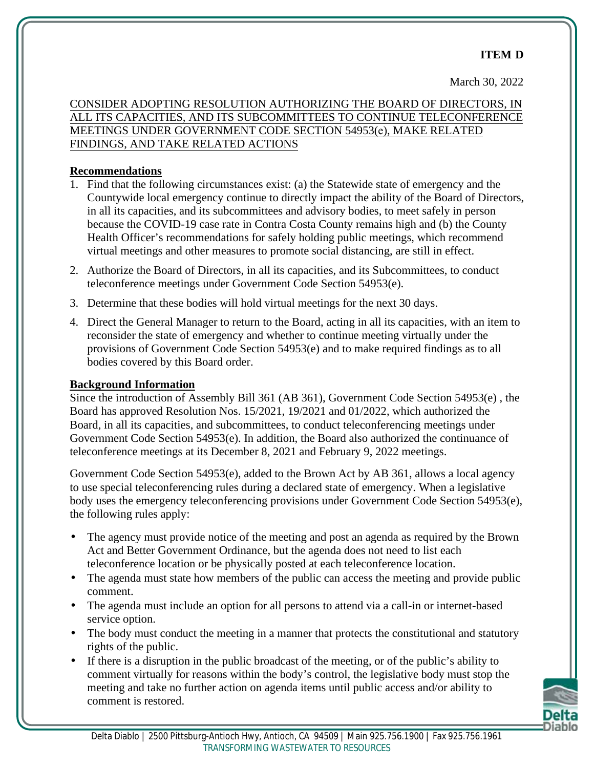**ITEM D**

March 30, 2022

CONSIDER ADOPTING RESOLUTION AUTHORIZING THE BOARD OF DIRECTORS, IN ALL ITS CAPACITIES, AND ITS SUBCOMMITTEES TO CONTINUE TELECONFERENCE MEETINGS UNDER GOVERNMENT CODE SECTION 54953(e), MAKE RELATED FINDINGS, AND TAKE RELATED ACTIONS

**Recommendations**

1. Find that the following circumstances exist: (a) the Statewide state of emergency and the Countywide local emergency continue to directly impact the ability of the Board of Directors, in all its capacities, and its subcommittees and advisory bodies, to meet safely in person because the COVID-19 case rate in Contra Costa County remains high and (b) the County Health Officer's recommendations for safely holding public meetings, which recommend virtual meetings and other measures to promote social distancing, are still in effect.
2. Authorize the Board of Directors, in all its capacities, and its Subcommittees, to conduct teleconference meetings under Government Code Section 54953(e).
3. Determine that these bodies will hold virtual meetings for the next 30 days.
4. Direct the General Manager to return to the Board, acting in all its capacities, with an item to reconsider the state of emergency and whether to continue meeting virtually under the provisions of Government Code Section 54953(e) and to make required findings as to all bodies covered by this Board order.

**Background Information**

Since the introduction of Assembly Bill 361 (AB 361), Government Code Section 54953(e) , the Board has approved Resolution Nos. 15/2021, 19/2021 and 01/2022, which authorized the Board, in all its capacities, and subcommittees, to conduct teleconferencing meetings under Government Code Section 54953(e). In addition, the Board also authorized the continuance of teleconference meetings at its December 8, 2021 and February 9, 2022 meetings.

Government Code Section 54953(e), added to the Brown Act by AB 361, allows a local agency to use special teleconferencing rules during a declared state of emergency. When a legislative body uses the emergency teleconferencing provisions under Government Code Section 54953(e), the following rules apply:

- The agency must provide notice of the meeting and post an agenda as required by the Brown Act and Better Government Ordinance, but the agenda does not need to list each teleconference location or be physically posted at each teleconference location.
- The agenda must state how members of the public can access the meeting and provide public comment.
- The agenda must include an option for all persons to attend via a call-in or internet-based service option.
- The body must conduct the meeting in a manner that protects the constitutional and statutory rights of the public.
- If there is a disruption in the public broadcast of the meeting, or of the public's ability to comment virtually for reasons within the body's control, the legislative body must stop the meeting and take no further action on agenda items until public access and/or ability to comment is restored.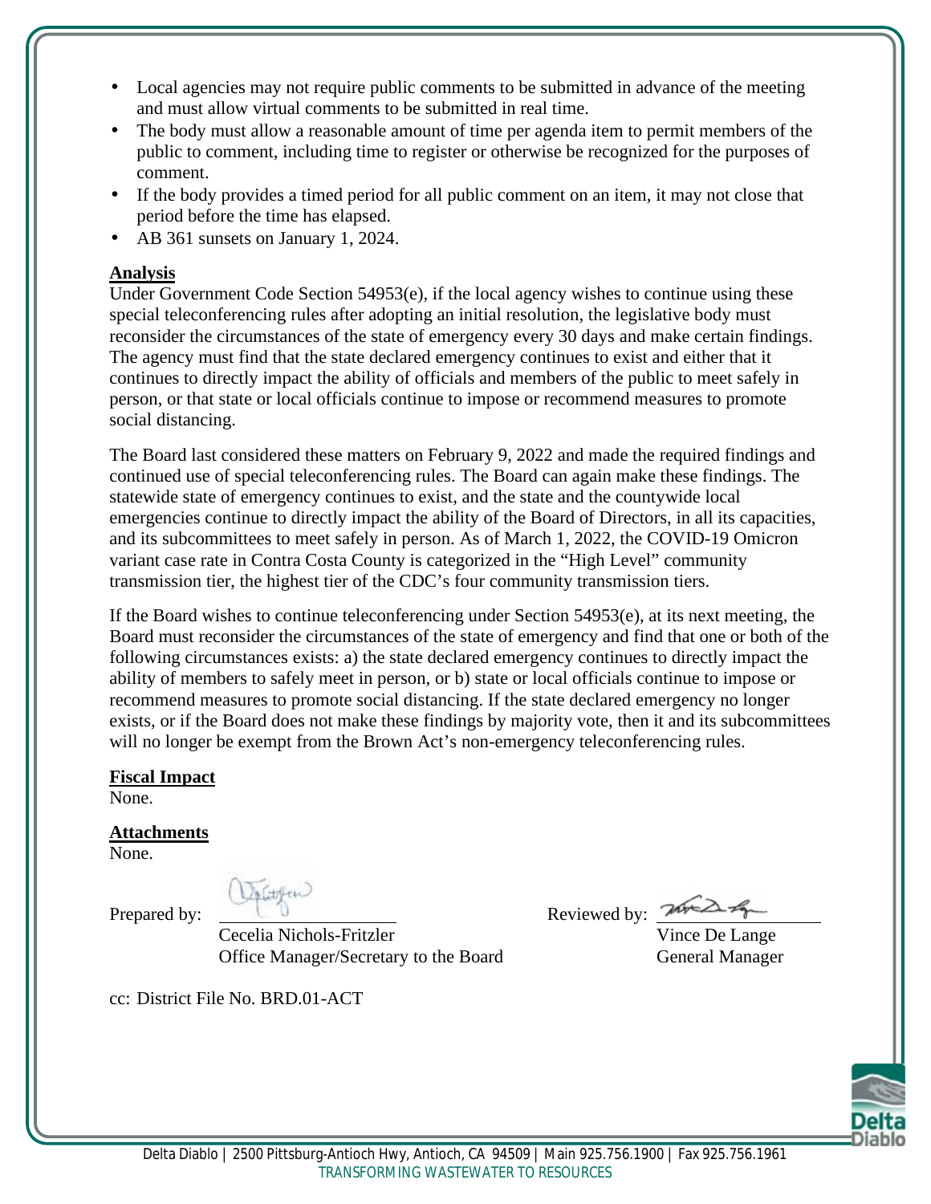- Local agencies may not require public comments to be submitted in advance of the meeting and must allow virtual comments to be submitted in real time.
- The body must allow a reasonable amount of time per agenda item to permit members of the public to comment, including time to register or otherwise be recognized for the purposes of comment.
- If the body provides a timed period for all public comment on an item, it may not close that period before the time has elapsed.
- AB 361 sunsets on January 1, 2024.

**Analysis**

Under Government Code Section 54953(e), if the local agency wishes to continue using these special teleconferencing rules after adopting an initial resolution, the legislative body must reconsider the circumstances of the state of emergency every 30 days and make certain findings. The agency must find that the state declared emergency continues to exist and either that it continues to directly impact the ability of officials and members of the public to meet safely in person, or that state or local officials continue to impose or recommend measures to promote social distancing.

The Board last considered these matters on February 9, 2022 and made the required findings and continued use of special teleconferencing rules. The Board can again make these findings. The statewide state of emergency continues to exist, and the state and the countywide local emergencies continue to directly impact the ability of the Board of Directors, in all its capacities, and its subcommittees to meet safely in person. As of March 1, 2022, the COVID-19 Omicron variant case rate in Contra Costa County is categorized in the "High Level" community transmission tier, the highest tier of the CDC's four community transmission tiers.

If the Board wishes to continue teleconferencing under Section 54953(e), at its next meeting, the Board must reconsider the circumstances of the state of emergency and find that one or both of the following circumstances exists: a) the state declared emergency continues to directly impact the ability of members to safely meet in person, or b) state or local officials continue to impose or recommend measures to promote social distancing. If the state declared emergency no longer exists, or if the Board does not make these findings by majority vote, then it and its subcommittees will no longer be exempt from the Brown Act's non-emergency teleconferencing rules.

**Fiscal Impact**

None.

**Attachments**

None.

Prepared by: Cecelia Nichols-Fritzler, Office Manager/Secretary to the Board

Reviewed by: Vince De Lange, General Manager

cc: District File No. BRD.01-ACT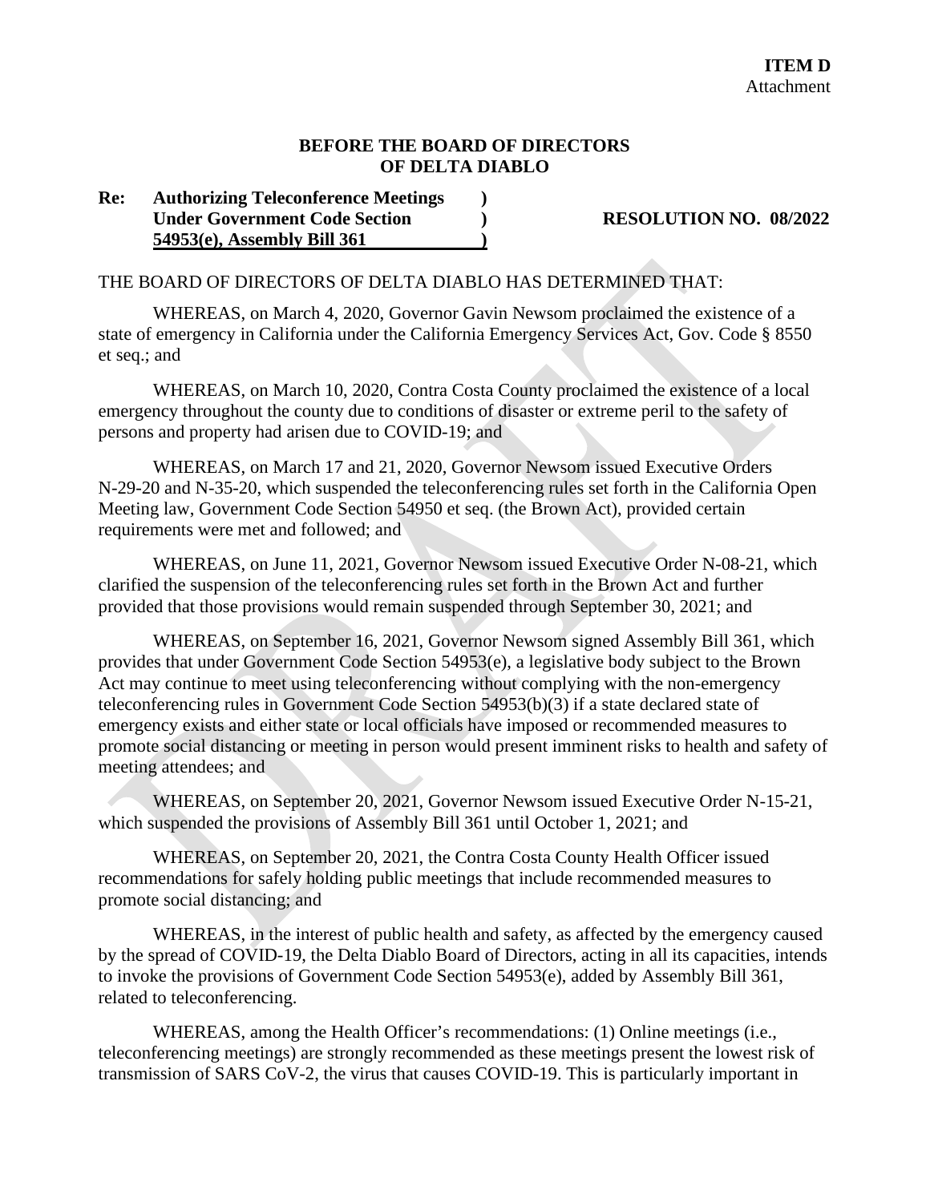**ITEM D**
Attachment

**BEFORE THE BOARD OF DIRECTORS**
**OF DELTA DIABLO**

**Re: Authorizing Teleconference Meetings Under Government Code Section 54953(e), Assembly Bill 361**

**RESOLUTION NO. 08/2022**

THE BOARD OF DIRECTORS OF DELTA DIABLO HAS DETERMINED THAT:

WHEREAS, on March 4, 2020, Governor Gavin Newsom proclaimed the existence of a state of emergency in California under the California Emergency Services Act, Gov. Code § 8550 et seq.; and

WHEREAS, on March 10, 2020, Contra Costa County proclaimed the existence of a local emergency throughout the county due to conditions of disaster or extreme peril to the safety of persons and property had arisen due to COVID-19; and

WHEREAS, on March 17 and 21, 2020, Governor Newsom issued Executive Orders N-29-20 and N-35-20, which suspended the teleconferencing rules set forth in the California Open Meeting law, Government Code Section 54950 et seq. (the Brown Act), provided certain requirements were met and followed; and

WHEREAS, on June 11, 2021, Governor Newsom issued Executive Order N-08-21, which clarified the suspension of the teleconferencing rules set forth in the Brown Act and further provided that those provisions would remain suspended through September 30, 2021; and

WHEREAS, on September 16, 2021, Governor Newsom signed Assembly Bill 361, which provides that under Government Code Section 54953(e), a legislative body subject to the Brown Act may continue to meet using teleconferencing without complying with the non-emergency teleconferencing rules in Government Code Section 54953(b)(3) if a state declared state of emergency exists and either state or local officials have imposed or recommended measures to promote social distancing or meeting in person would present imminent risks to health and safety of meeting attendees; and

WHEREAS, on September 20, 2021, Governor Newsom issued Executive Order N-15-21, which suspended the provisions of Assembly Bill 361 until October 1, 2021; and

WHEREAS, on September 20, 2021, the Contra Costa County Health Officer issued recommendations for safely holding public meetings that include recommended measures to promote social distancing; and

WHEREAS, in the interest of public health and safety, as affected by the emergency caused by the spread of COVID-19, the Delta Diablo Board of Directors, acting in all its capacities, intends to invoke the provisions of Government Code Section 54953(e), added by Assembly Bill 361, related to teleconferencing.

WHEREAS, among the Health Officer's recommendations: (1) Online meetings (i.e., teleconferencing meetings) are strongly recommended as these meetings present the lowest risk of transmission of SARS CoV-2, the virus that causes COVID-19. This is particularly important in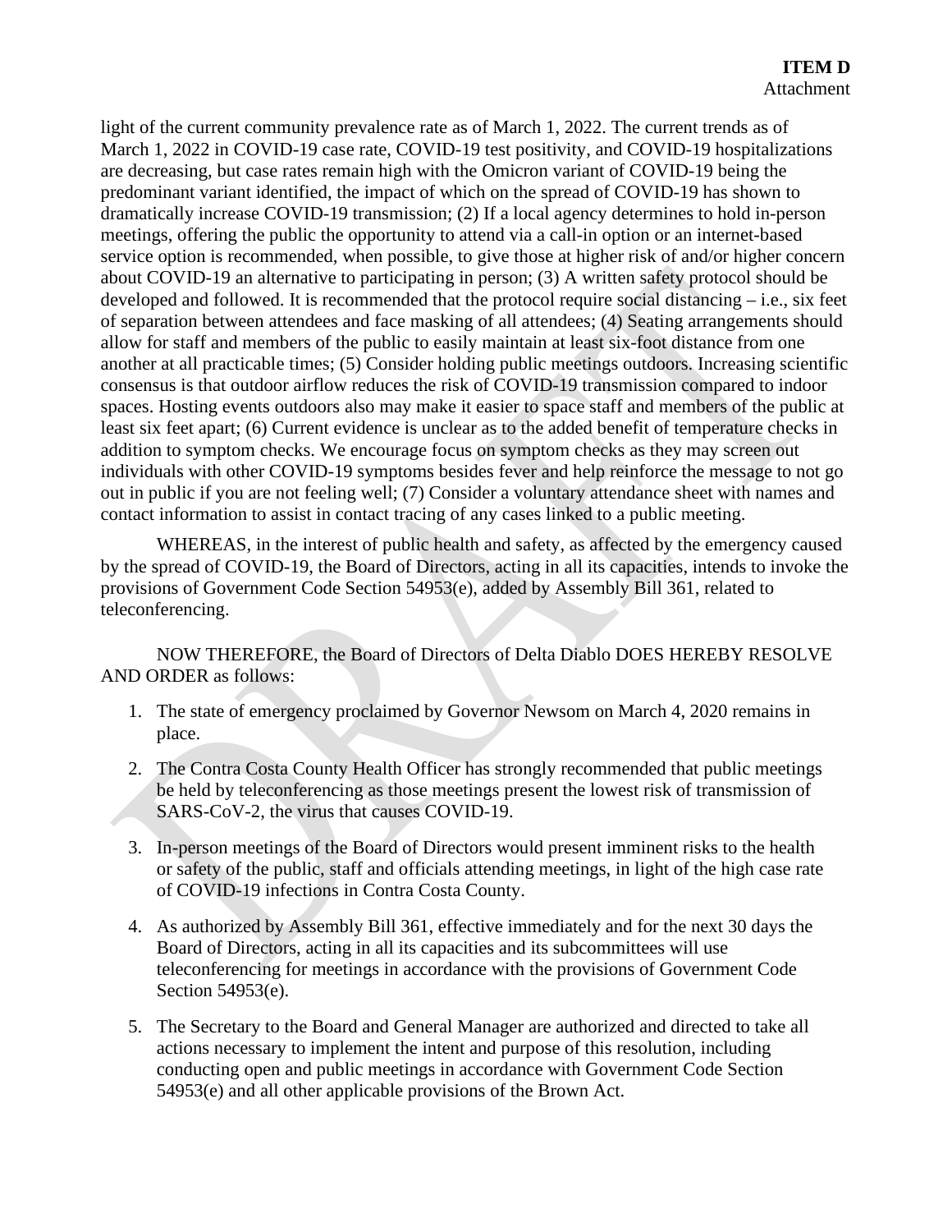light of the current community prevalence rate as of March 1, 2022. The current trends as of March 1, 2022 in COVID-19 case rate, COVID-19 test positivity, and COVID-19 hospitalizations are decreasing, but case rates remain high with the Omicron variant of COVID-19 being the predominant variant identified, the impact of which on the spread of COVID-19 has shown to dramatically increase COVID-19 transmission; (2) If a local agency determines to hold in-person meetings, offering the public the opportunity to attend via a call-in option or an internet-based service option is recommended, when possible, to give those at higher risk of and/or higher concern about COVID-19 an alternative to participating in person; (3) A written safety protocol should be developed and followed. It is recommended that the protocol require social distancing – i.e., six feet of separation between attendees and face masking of all attendees; (4) Seating arrangements should allow for staff and members of the public to easily maintain at least six-foot distance from one another at all practicable times; (5) Consider holding public meetings outdoors. Increasing scientific consensus is that outdoor airflow reduces the risk of COVID-19 transmission compared to indoor spaces. Hosting events outdoors also may make it easier to space staff and members of the public at least six feet apart; (6) Current evidence is unclear as to the added benefit of temperature checks in addition to symptom checks. We encourage focus on symptom checks as they may screen out individuals with other COVID-19 symptoms besides fever and help reinforce the message to not go out in public if you are not feeling well; (7) Consider a voluntary attendance sheet with names and contact information to assist in contact tracing of any cases linked to a public meeting.

WHEREAS, in the interest of public health and safety, as affected by the emergency caused by the spread of COVID-19, the Board of Directors, acting in all its capacities, intends to invoke the provisions of Government Code Section 54953(e), added by Assembly Bill 361, related to teleconferencing.

NOW THEREFORE, the Board of Directors of Delta Diablo DOES HEREBY RESOLVE AND ORDER as follows:

1. The state of emergency proclaimed by Governor Newsom on March 4, 2020 remains in place.
2. The Contra Costa County Health Officer has strongly recommended that public meetings be held by teleconferencing as those meetings present the lowest risk of transmission of SARS-CoV-2, the virus that causes COVID-19.
3. In-person meetings of the Board of Directors would present imminent risks to the health or safety of the public, staff and officials attending meetings, in light of the high case rate of COVID-19 infections in Contra Costa County.
4. As authorized by Assembly Bill 361, effective immediately and for the next 30 days the Board of Directors, acting in all its capacities and its subcommittees will use teleconferencing for meetings in accordance with the provisions of Government Code Section 54953(e).
5. The Secretary to the Board and General Manager are authorized and directed to take all actions necessary to implement the intent and purpose of this resolution, including conducting open and public meetings in accordance with Government Code Section 54953(e) and all other applicable provisions of the Brown Act.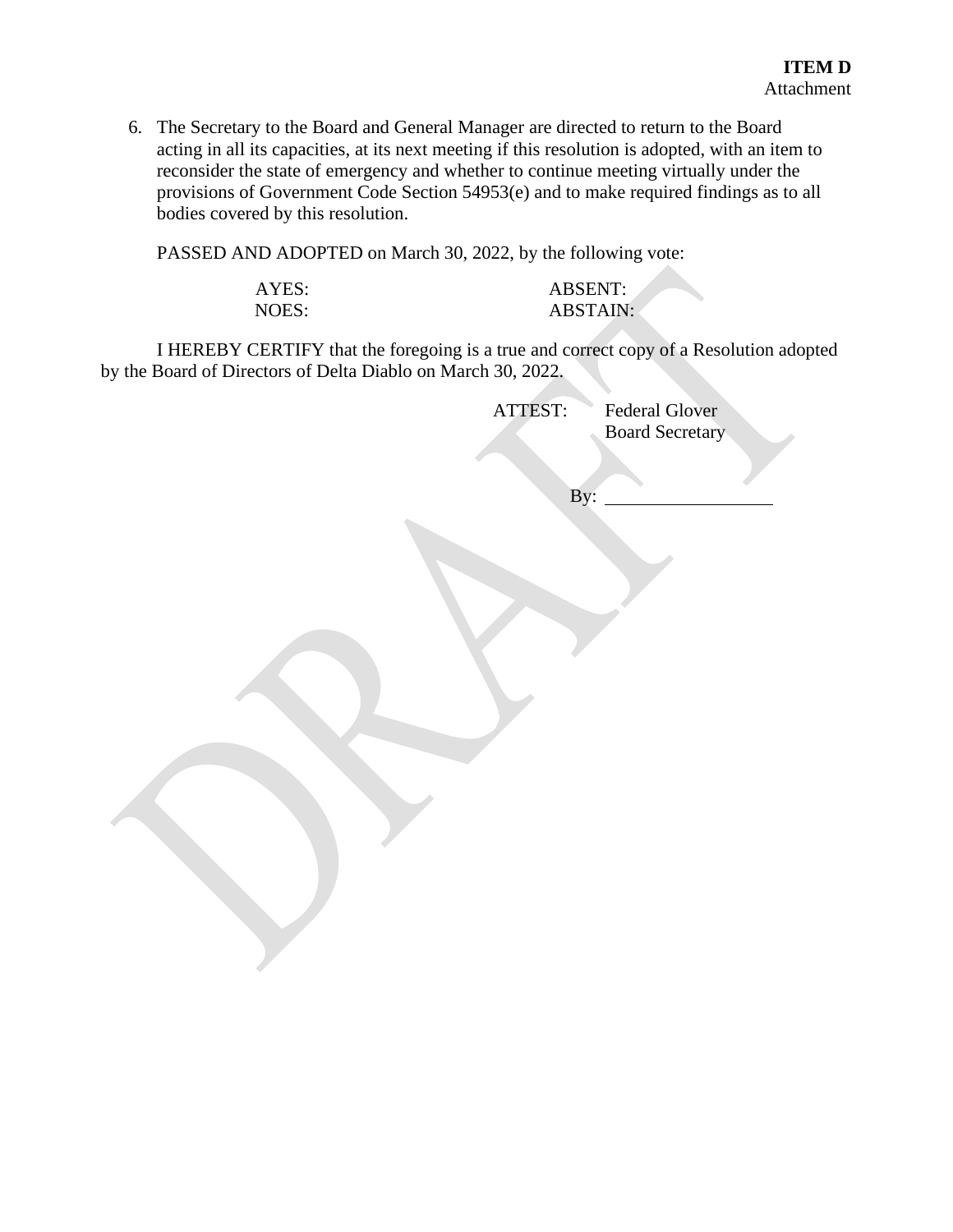**ITEM D**
Attachment

6. The Secretary to the Board and General Manager are directed to return to the Board acting in all its capacities, at its next meeting if this resolution is adopted, with an item to reconsider the state of emergency and whether to continue meeting virtually under the provisions of Government Code Section 54953(e) and to make required findings as to all bodies covered by this resolution.

PASSED AND ADOPTED on March 30, 2022, by the following vote:

| | |
|---|---|
| AYES: | ABSENT: |
| NOES: | ABSTAIN: |

I HEREBY CERTIFY that the foregoing is a true and correct copy of a Resolution adopted by the Board of Directors of Delta Diablo on March 30, 2022.

ATTEST: Federal Glover
Board Secretary

By: ____________________

DRAFT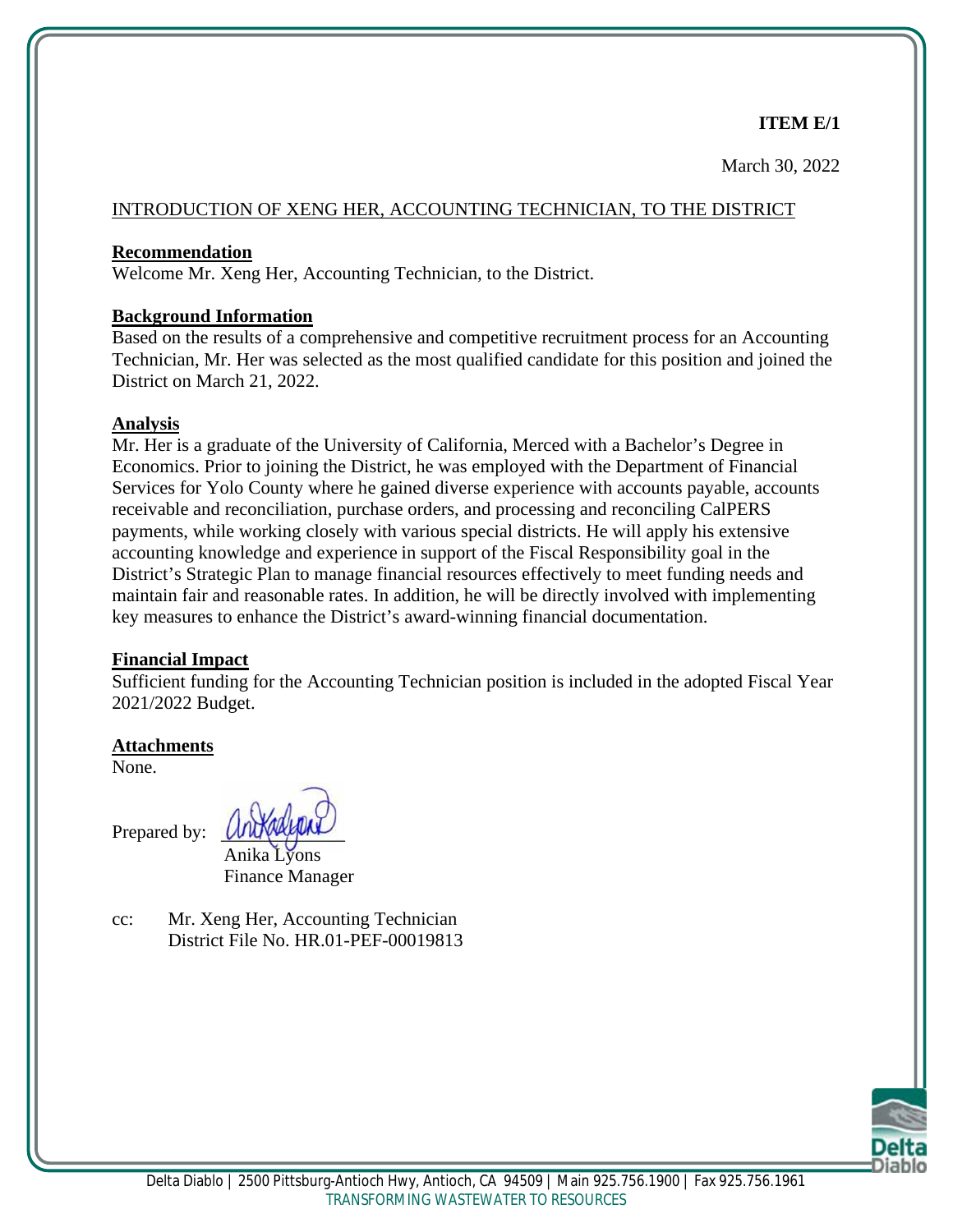**ITEM E/1**

March 30, 2022

INTRODUCTION OF XENG HER, ACCOUNTING TECHNICIAN, TO THE DISTRICT

**Recommendation**

Welcome Mr. Xeng Her, Accounting Technician, to the District.

**Background Information**

Based on the results of a comprehensive and competitive recruitment process for an Accounting Technician, Mr. Her was selected as the most qualified candidate for this position and joined the District on March 21, 2022.

**Analysis**

Mr. Her is a graduate of the University of California, Merced with a Bachelor's Degree in Economics. Prior to joining the District, he was employed with the Department of Financial Services for Yolo County where he gained diverse experience with accounts payable, accounts receivable and reconciliation, purchase orders, and processing and reconciling CalPERS payments, while working closely with various special districts. He will apply his extensive accounting knowledge and experience in support of the Fiscal Responsibility goal in the District's Strategic Plan to manage financial resources effectively to meet funding needs and maintain fair and reasonable rates. In addition, he will be directly involved with implementing key measures to enhance the District's award-winning financial documentation.

**Financial Impact**

Sufficient funding for the Accounting Technician position is included in the adopted Fiscal Year 2021/2022 Budget.

**Attachments**

None.

Prepared by:

Anika Lyons
Finance Manager

cc: Mr. Xeng Her, Accounting Technician
District File No. HR.01-PEF-00019813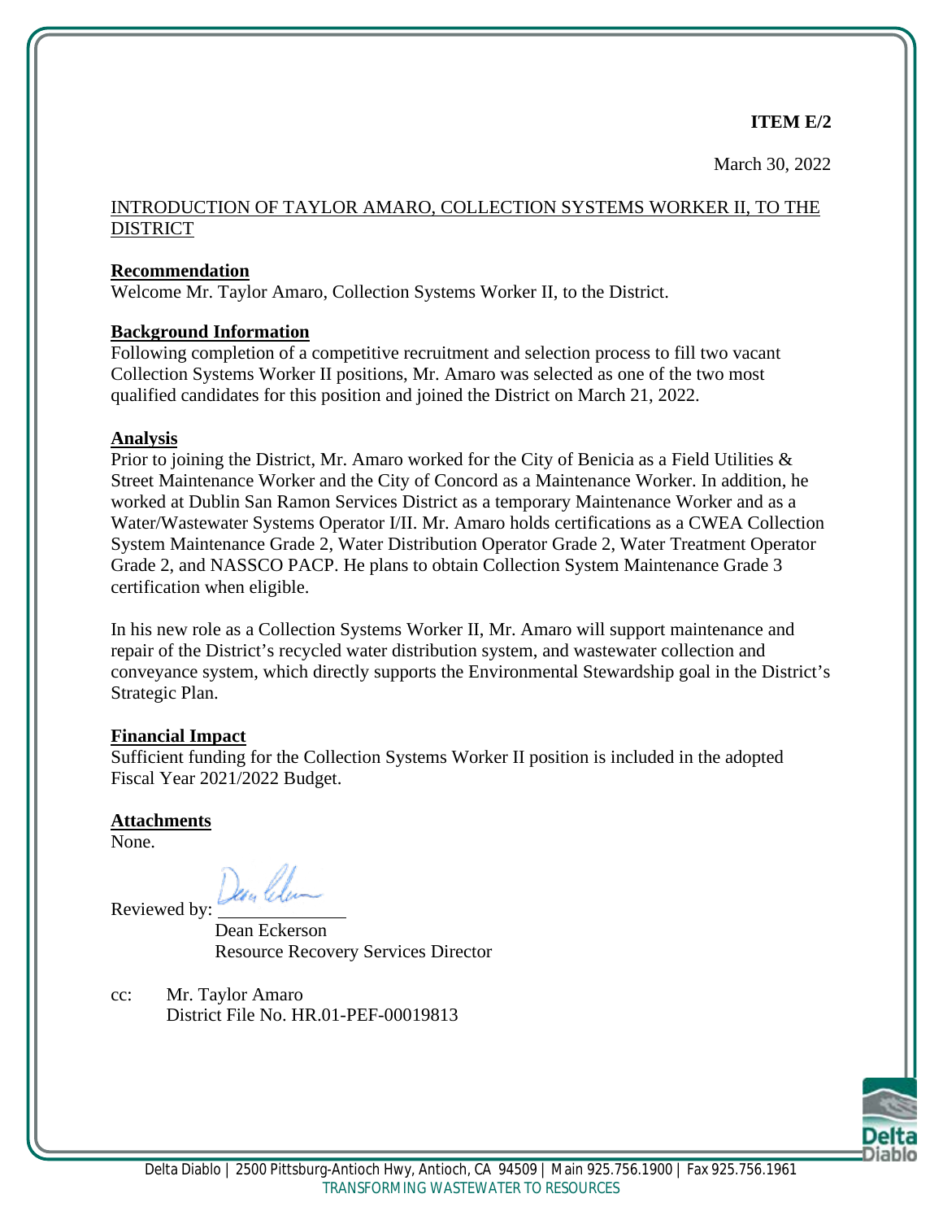**ITEM E/2**

March 30, 2022

INTRODUCTION OF TAYLOR AMARO, COLLECTION SYSTEMS WORKER II, TO THE DISTRICT

**Recommendation**

Welcome Mr. Taylor Amaro, Collection Systems Worker II, to the District.

**Background Information**

Following completion of a competitive recruitment and selection process to fill two vacant Collection Systems Worker II positions, Mr. Amaro was selected as one of the two most qualified candidates for this position and joined the District on March 21, 2022.

**Analysis**

Prior to joining the District, Mr. Amaro worked for the City of Benicia as a Field Utilities & Street Maintenance Worker and the City of Concord as a Maintenance Worker. In addition, he worked at Dublin San Ramon Services District as a temporary Maintenance Worker and as a Water/Wastewater Systems Operator I/II. Mr. Amaro holds certifications as a CWEA Collection System Maintenance Grade 2, Water Distribution Operator Grade 2, Water Treatment Operator Grade 2, and NASSCO PACP. He plans to obtain Collection System Maintenance Grade 3 certification when eligible.

In his new role as a Collection Systems Worker II, Mr. Amaro will support maintenance and repair of the District's recycled water distribution system, and wastewater collection and conveyance system, which directly supports the Environmental Stewardship goal in the District's Strategic Plan.

**Financial Impact**

Sufficient funding for the Collection Systems Worker II position is included in the adopted Fiscal Year 2021/2022 Budget.

**Attachments**

None.

Reviewed by: ______________

Dean Eckerson
Resource Recovery Services Director

cc: Mr. Taylor Amaro
District File No. HR.01-PEF-00019813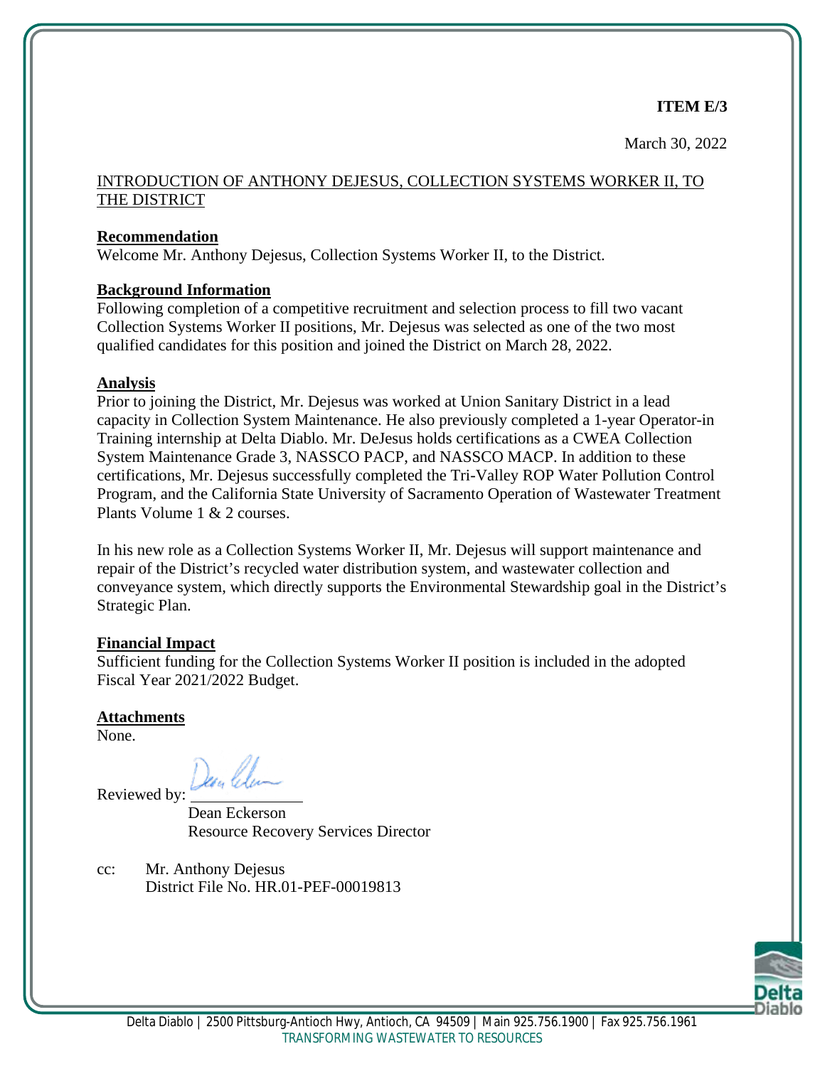**ITEM E/3**

March 30, 2022

INTRODUCTION OF ANTHONY DEJESUS, COLLECTION SYSTEMS WORKER II, TO THE DISTRICT

**Recommendation**

Welcome Mr. Anthony Dejesus, Collection Systems Worker II, to the District.

**Background Information**

Following completion of a competitive recruitment and selection process to fill two vacant Collection Systems Worker II positions, Mr. Dejesus was selected as one of the two most qualified candidates for this position and joined the District on March 28, 2022.

**Analysis**

Prior to joining the District, Mr. Dejesus was worked at Union Sanitary District in a lead capacity in Collection System Maintenance. He also previously completed a 1-year Operator-in Training internship at Delta Diablo. Mr. DeJesus holds certifications as a CWEA Collection System Maintenance Grade 3, NASSCO PACP, and NASSCO MACP. In addition to these certifications, Mr. Dejesus successfully completed the Tri-Valley ROP Water Pollution Control Program, and the California State University of Sacramento Operation of Wastewater Treatment Plants Volume 1 & 2 courses.

In his new role as a Collection Systems Worker II, Mr. Dejesus will support maintenance and repair of the District's recycled water distribution system, and wastewater collection and conveyance system, which directly supports the Environmental Stewardship goal in the District's Strategic Plan.

**Financial Impact**

Sufficient funding for the Collection Systems Worker II position is included in the adopted Fiscal Year 2021/2022 Budget.

**Attachments**

None.

Reviewed by: ______________

Dean Eckerson
Resource Recovery Services Director

cc: Mr. Anthony Dejesus
District File No. HR.01-PEF-00019813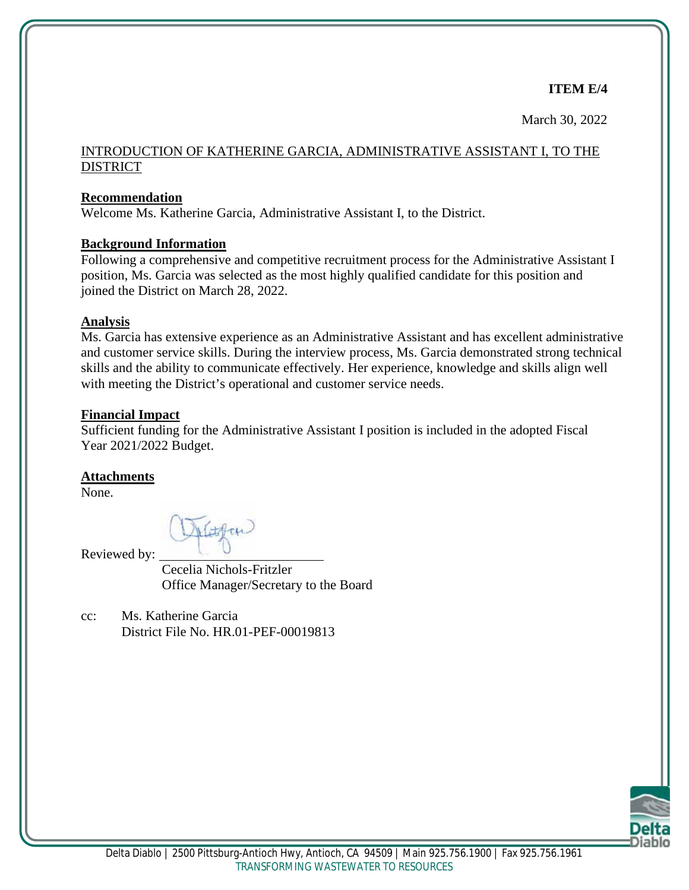**ITEM E/4**

March 30, 2022

INTRODUCTION OF KATHERINE GARCIA, ADMINISTRATIVE ASSISTANT I, TO THE DISTRICT

**Recommendation**

Welcome Ms. Katherine Garcia, Administrative Assistant I, to the District.

**Background Information**

Following a comprehensive and competitive recruitment process for the Administrative Assistant I position, Ms. Garcia was selected as the most highly qualified candidate for this position and joined the District on March 28, 2022.

**Analysis**

Ms. Garcia has extensive experience as an Administrative Assistant and has excellent administrative and customer service skills. During the interview process, Ms. Garcia demonstrated strong technical skills and the ability to communicate effectively. Her experience, knowledge and skills align well with meeting the District's operational and customer service needs.

**Financial Impact**

Sufficient funding for the Administrative Assistant I position is included in the adopted Fiscal Year 2021/2022 Budget.

**Attachments**

None.

Reviewed by: ________________________

Cecelia Nichols-Fritzler
Office Manager/Secretary to the Board

cc: Ms. Katherine Garcia
District File No. HR.01-PEF-00019813

Delta Diablo | 2500 Pittsburg-Antioch Hwy, Antioch, CA 94509 | Main 925.756.1900 | Fax 925.756.1961
TRANSFORMING WASTEWATER TO RESOURCES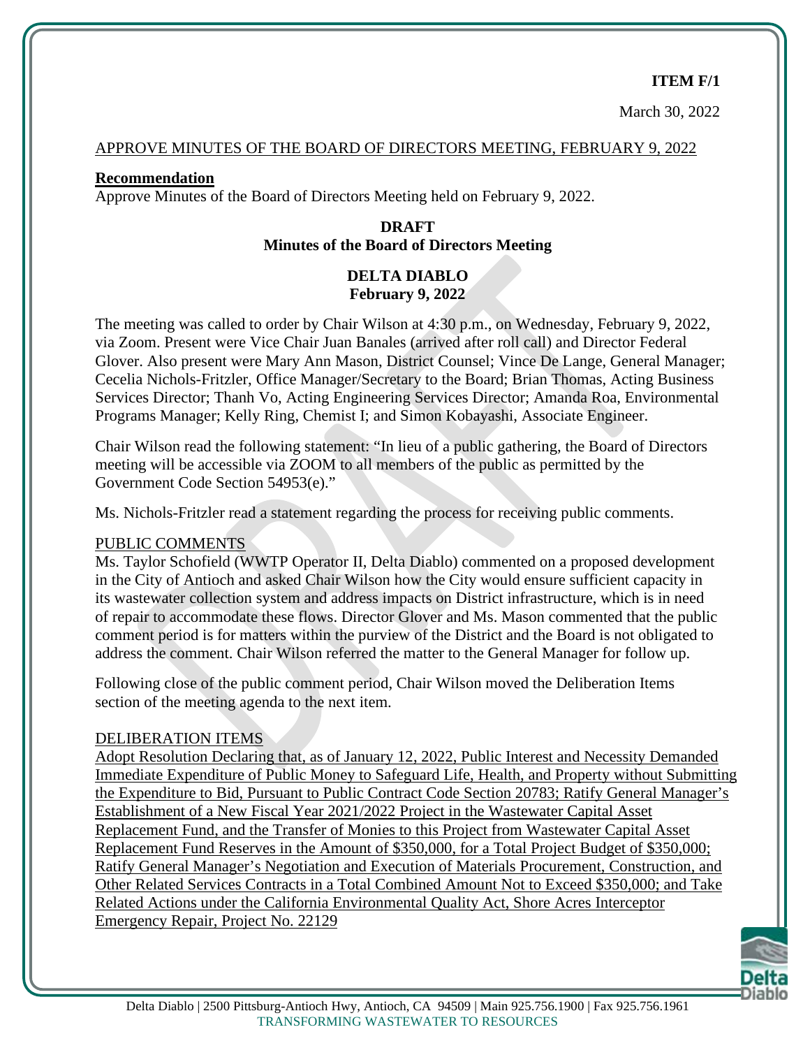**ITEM F/1**

March 30, 2022

APPROVE MINUTES OF THE BOARD OF DIRECTORS MEETING, FEBRUARY 9, 2022

**Recommendation**

Approve Minutes of the Board of Directors Meeting held on February 9, 2022.

**DRAFT**
**Minutes of the Board of Directors Meeting**

**DELTA DIABLO**
**February 9, 2022**

The meeting was called to order by Chair Wilson at 4:30 p.m., on Wednesday, February 9, 2022, via Zoom. Present were Vice Chair Juan Banales (arrived after roll call) and Director Federal Glover. Also present were Mary Ann Mason, District Counsel; Vince De Lange, General Manager; Cecelia Nichols-Fritzler, Office Manager/Secretary to the Board; Brian Thomas, Acting Business Services Director; Thanh Vo, Acting Engineering Services Director; Amanda Roa, Environmental Programs Manager; Kelly Ring, Chemist I; and Simon Kobayashi, Associate Engineer.

Chair Wilson read the following statement: "In lieu of a public gathering, the Board of Directors meeting will be accessible via ZOOM to all members of the public as permitted by the Government Code Section 54953(e)."

Ms. Nichols-Fritzler read a statement regarding the process for receiving public comments.

PUBLIC COMMENTS

Ms. Taylor Schofield (WWTP Operator II, Delta Diablo) commented on a proposed development in the City of Antioch and asked Chair Wilson how the City would ensure sufficient capacity in its wastewater collection system and address impacts on District infrastructure, which is in need of repair to accommodate these flows. Director Glover and Ms. Mason commented that the public comment period is for matters within the purview of the District and the Board is not obligated to address the comment. Chair Wilson referred the matter to the General Manager for follow up.

Following close of the public comment period, Chair Wilson moved the Deliberation Items section of the meeting agenda to the next item.

DELIBERATION ITEMS

Adopt Resolution Declaring that, as of January 12, 2022, Public Interest and Necessity Demanded Immediate Expenditure of Public Money to Safeguard Life, Health, and Property without Submitting the Expenditure to Bid, Pursuant to Public Contract Code Section 20783; Ratify General Manager's Establishment of a New Fiscal Year 2021/2022 Project in the Wastewater Capital Asset Replacement Fund, and the Transfer of Monies to this Project from Wastewater Capital Asset Replacement Fund Reserves in the Amount of $350,000, for a Total Project Budget of $350,000; Ratify General Manager's Negotiation and Execution of Materials Procurement, Construction, and Other Related Services Contracts in a Total Combined Amount Not to Exceed $350,000; and Take Related Actions under the California Environmental Quality Act, Shore Acres Interceptor Emergency Repair, Project No. 22129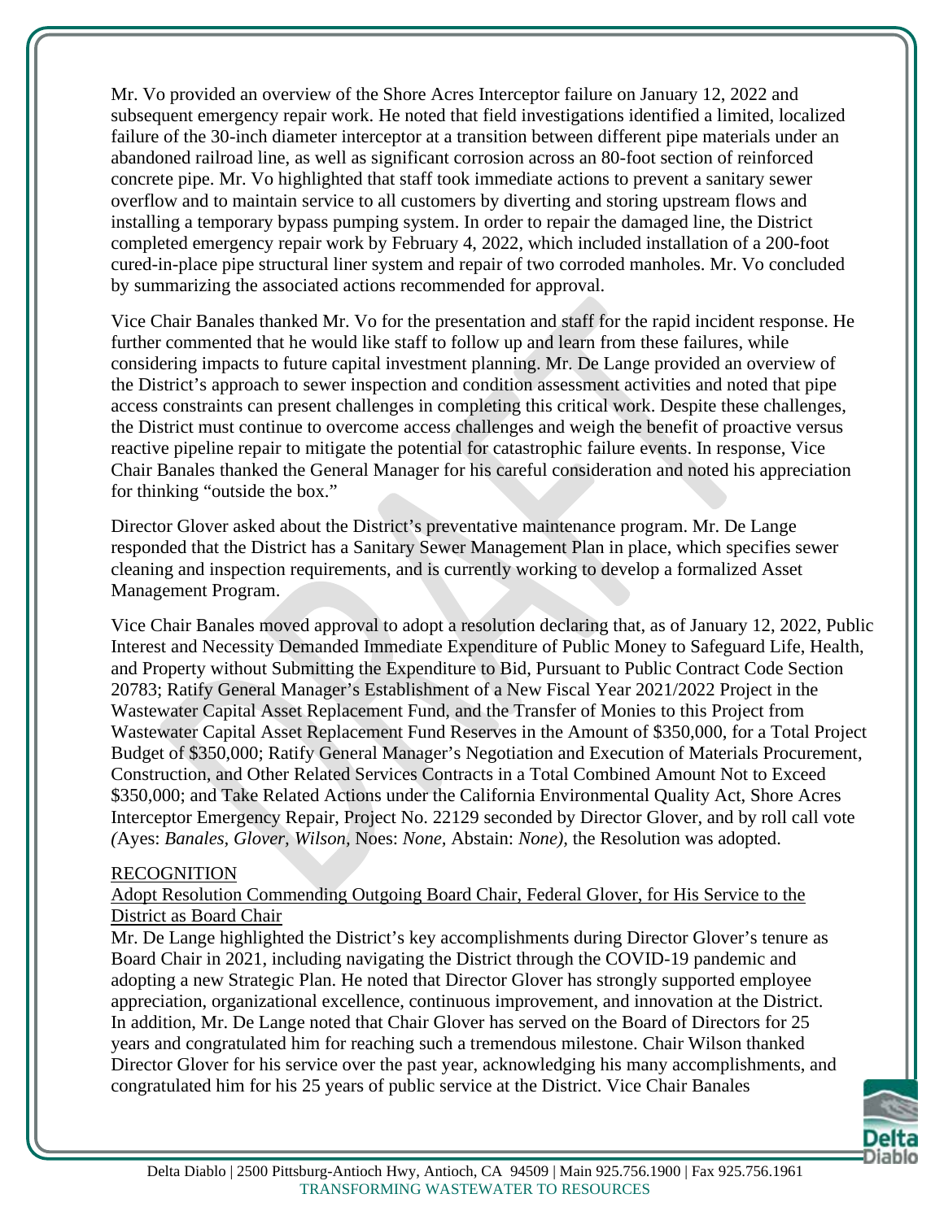Mr. Vo provided an overview of the Shore Acres Interceptor failure on January 12, 2022 and subsequent emergency repair work. He noted that field investigations identified a limited, localized failure of the 30-inch diameter interceptor at a transition between different pipe materials under an abandoned railroad line, as well as significant corrosion across an 80-foot section of reinforced concrete pipe. Mr. Vo highlighted that staff took immediate actions to prevent a sanitary sewer overflow and to maintain service to all customers by diverting and storing upstream flows and installing a temporary bypass pumping system. In order to repair the damaged line, the District completed emergency repair work by February 4, 2022, which included installation of a 200-foot cured-in-place pipe structural liner system and repair of two corroded manholes. Mr. Vo concluded by summarizing the associated actions recommended for approval.

Vice Chair Banales thanked Mr. Vo for the presentation and staff for the rapid incident response. He further commented that he would like staff to follow up and learn from these failures, while considering impacts to future capital investment planning. Mr. De Lange provided an overview of the District's approach to sewer inspection and condition assessment activities and noted that pipe access constraints can present challenges in completing this critical work. Despite these challenges, the District must continue to overcome access challenges and weigh the benefit of proactive versus reactive pipeline repair to mitigate the potential for catastrophic failure events. In response, Vice Chair Banales thanked the General Manager for his careful consideration and noted his appreciation for thinking "outside the box."

Director Glover asked about the District's preventative maintenance program. Mr. De Lange responded that the District has a Sanitary Sewer Management Plan in place, which specifies sewer cleaning and inspection requirements, and is currently working to develop a formalized Asset Management Program.

Vice Chair Banales moved approval to adopt a resolution declaring that, as of January 12, 2022, Public Interest and Necessity Demanded Immediate Expenditure of Public Money to Safeguard Life, Health, and Property without Submitting the Expenditure to Bid, Pursuant to Public Contract Code Section 20783; Ratify General Manager's Establishment of a New Fiscal Year 2021/2022 Project in the Wastewater Capital Asset Replacement Fund, and the Transfer of Monies to this Project from Wastewater Capital Asset Replacement Fund Reserves in the Amount of $350,000, for a Total Project Budget of $350,000; Ratify General Manager's Negotiation and Execution of Materials Procurement, Construction, and Other Related Services Contracts in a Total Combined Amount Not to Exceed $350,000; and Take Related Actions under the California Environmental Quality Act, Shore Acres Interceptor Emergency Repair, Project No. 22129 seconded by Director Glover, and by roll call vote (Ayes: *Banales, Glover, Wilson,* Noes: *None,* Abstain: *None),* the Resolution was adopted.

RECOGNITION

Adopt Resolution Commending Outgoing Board Chair, Federal Glover, for His Service to the District as Board Chair

Mr. De Lange highlighted the District's key accomplishments during Director Glover's tenure as Board Chair in 2021, including navigating the District through the COVID-19 pandemic and adopting a new Strategic Plan. He noted that Director Glover has strongly supported employee appreciation, organizational excellence, continuous improvement, and innovation at the District. In addition, Mr. De Lange noted that Chair Glover has served on the Board of Directors for 25 years and congratulated him for reaching such a tremendous milestone. Chair Wilson thanked Director Glover for his service over the past year, acknowledging his many accomplishments, and congratulated him for his 25 years of public service at the District. Vice Chair Banales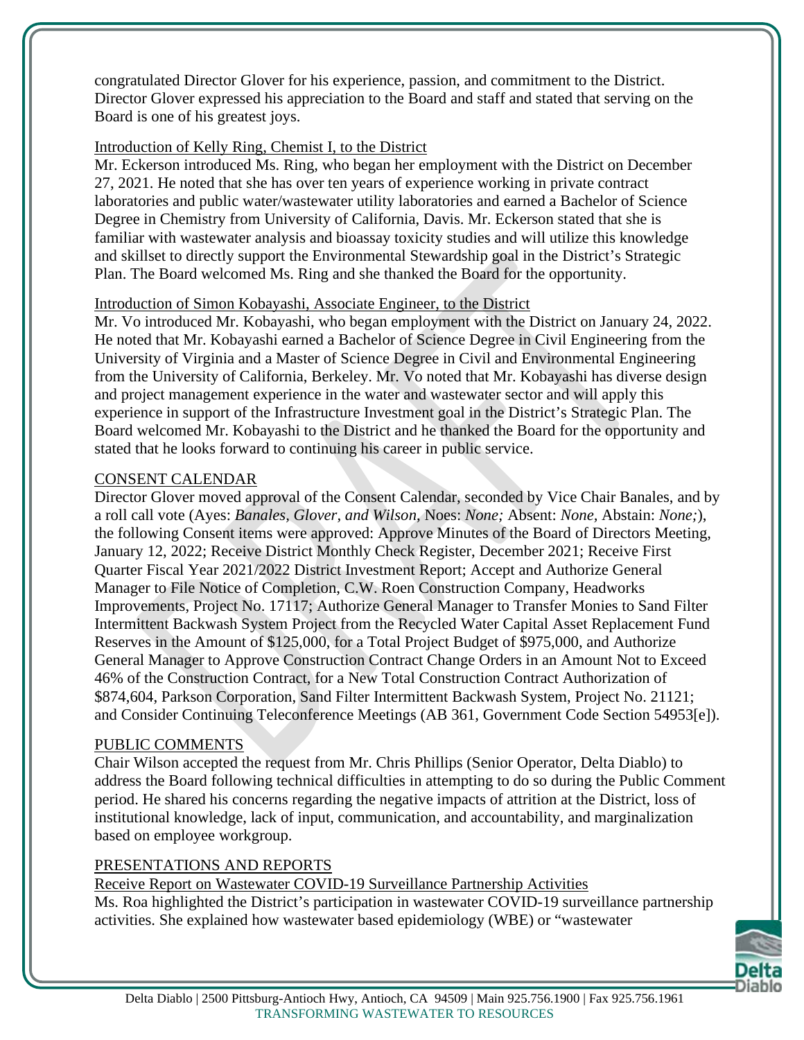congratulated Director Glover for his experience, passion, and commitment to the District. Director Glover expressed his appreciation to the Board and staff and stated that serving on the Board is one of his greatest joys.

Introduction of Kelly Ring, Chemist I, to the District

Mr. Eckerson introduced Ms. Ring, who began her employment with the District on December 27, 2021. He noted that she has over ten years of experience working in private contract laboratories and public water/wastewater utility laboratories and earned a Bachelor of Science Degree in Chemistry from University of California, Davis. Mr. Eckerson stated that she is familiar with wastewater analysis and bioassay toxicity studies and will utilize this knowledge and skillset to directly support the Environmental Stewardship goal in the District's Strategic Plan. The Board welcomed Ms. Ring and she thanked the Board for the opportunity.

Introduction of Simon Kobayashi, Associate Engineer, to the District

Mr. Vo introduced Mr. Kobayashi, who began employment with the District on January 24, 2022. He noted that Mr. Kobayashi earned a Bachelor of Science Degree in Civil Engineering from the University of Virginia and a Master of Science Degree in Civil and Environmental Engineering from the University of California, Berkeley. Mr. Vo noted that Mr. Kobayashi has diverse design and project management experience in the water and wastewater sector and will apply this experience in support of the Infrastructure Investment goal in the District's Strategic Plan. The Board welcomed Mr. Kobayashi to the District and he thanked the Board for the opportunity and stated that he looks forward to continuing his career in public service.

CONSENT CALENDAR

Director Glover moved approval of the Consent Calendar, seconded by Vice Chair Banales, and by a roll call vote (Ayes: *Banales, Glover, and Wilson,* Noes: *None;* Absent: *None,* Abstain: *None;*), the following Consent items were approved: Approve Minutes of the Board of Directors Meeting, January 12, 2022; Receive District Monthly Check Register, December 2021; Receive First Quarter Fiscal Year 2021/2022 District Investment Report; Accept and Authorize General Manager to File Notice of Completion, C.W. Roen Construction Company, Headworks Improvements, Project No. 17117; Authorize General Manager to Transfer Monies to Sand Filter Intermittent Backwash System Project from the Recycled Water Capital Asset Replacement Fund Reserves in the Amount of $125,000, for a Total Project Budget of $975,000, and Authorize General Manager to Approve Construction Contract Change Orders in an Amount Not to Exceed 46% of the Construction Contract, for a New Total Construction Contract Authorization of $874,604, Parkson Corporation, Sand Filter Intermittent Backwash System, Project No. 21121; and Consider Continuing Teleconference Meetings (AB 361, Government Code Section 54953[e]).

PUBLIC COMMENTS

Chair Wilson accepted the request from Mr. Chris Phillips (Senior Operator, Delta Diablo) to address the Board following technical difficulties in attempting to do so during the Public Comment period. He shared his concerns regarding the negative impacts of attrition at the District, loss of institutional knowledge, lack of input, communication, and accountability, and marginalization based on employee workgroup.

PRESENTATIONS AND REPORTS

Receive Report on Wastewater COVID-19 Surveillance Partnership Activities

Ms. Roa highlighted the District's participation in wastewater COVID-19 surveillance partnership activities. She explained how wastewater based epidemiology (WBE) or "wastewater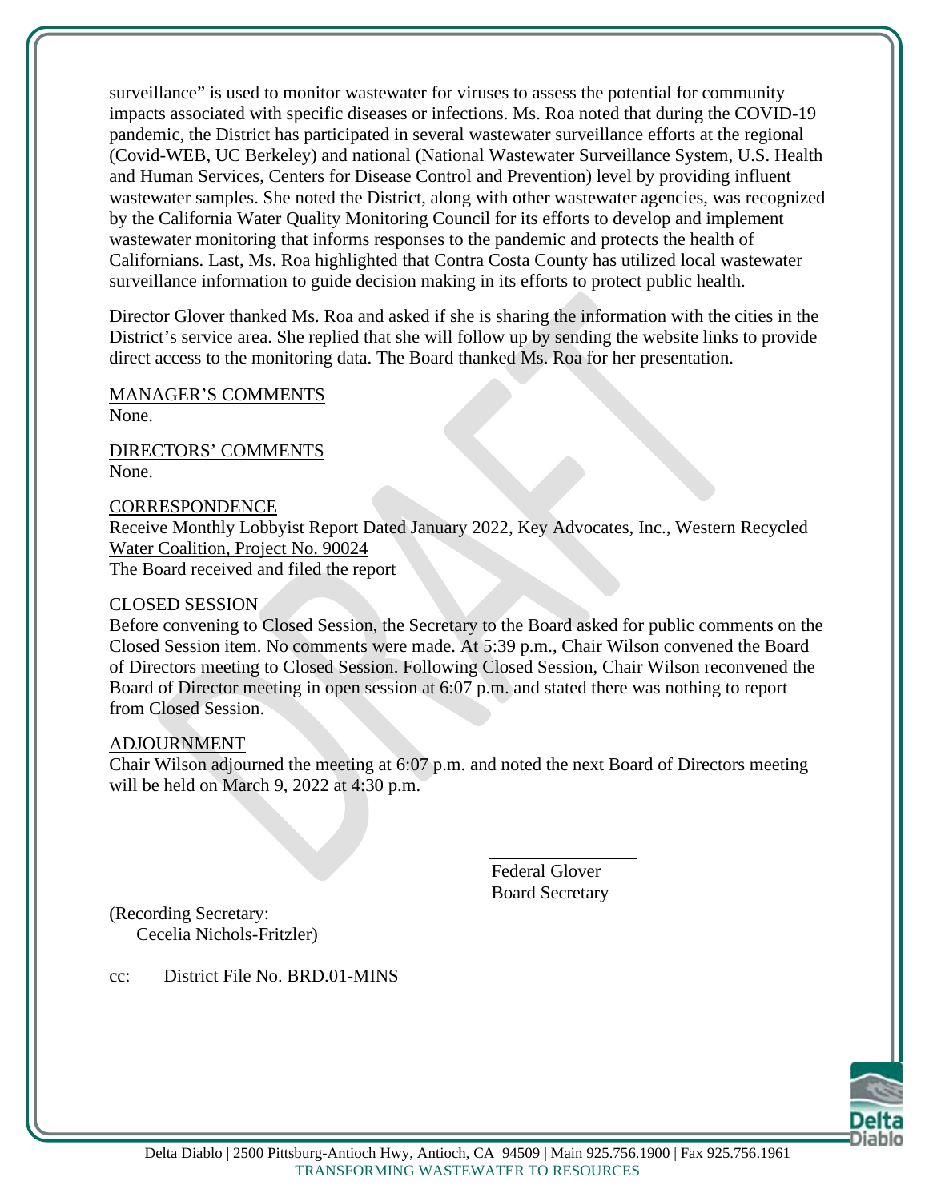surveillance" is used to monitor wastewater for viruses to assess the potential for community impacts associated with specific diseases or infections. Ms. Roa noted that during the COVID-19 pandemic, the District has participated in several wastewater surveillance efforts at the regional (Covid-WEB, UC Berkeley) and national (National Wastewater Surveillance System, U.S. Health and Human Services, Centers for Disease Control and Prevention) level by providing influent wastewater samples. She noted the District, along with other wastewater agencies, was recognized by the California Water Quality Monitoring Council for its efforts to develop and implement wastewater monitoring that informs responses to the pandemic and protects the health of Californians. Last, Ms. Roa highlighted that Contra Costa County has utilized local wastewater surveillance information to guide decision making in its efforts to protect public health.

Director Glover thanked Ms. Roa and asked if she is sharing the information with the cities in the District's service area. She replied that she will follow up by sending the website links to provide direct access to the monitoring data. The Board thanked Ms. Roa for her presentation.

MANAGER'S COMMENTS
None.

DIRECTORS' COMMENTS
None.

CORRESPONDENCE
Receive Monthly Lobbyist Report Dated January 2022, Key Advocates, Inc., Western Recycled Water Coalition, Project No. 90024
The Board received and filed the report

CLOSED SESSION
Before convening to Closed Session, the Secretary to the Board asked for public comments on the Closed Session item. No comments were made. At 5:39 p.m., Chair Wilson convened the Board of Directors meeting to Closed Session. Following Closed Session, Chair Wilson reconvened the Board of Director meeting in open session at 6:07 p.m. and stated there was nothing to report from Closed Session.

ADJOURNMENT
Chair Wilson adjourned the meeting at 6:07 p.m. and noted the next Board of Directors meeting will be held on March 9, 2022 at 4:30 p.m.

Federal Glover
Board Secretary

(Recording Secretary:
Cecelia Nichols-Fritzler)

cc: District File No. BRD.01-MINS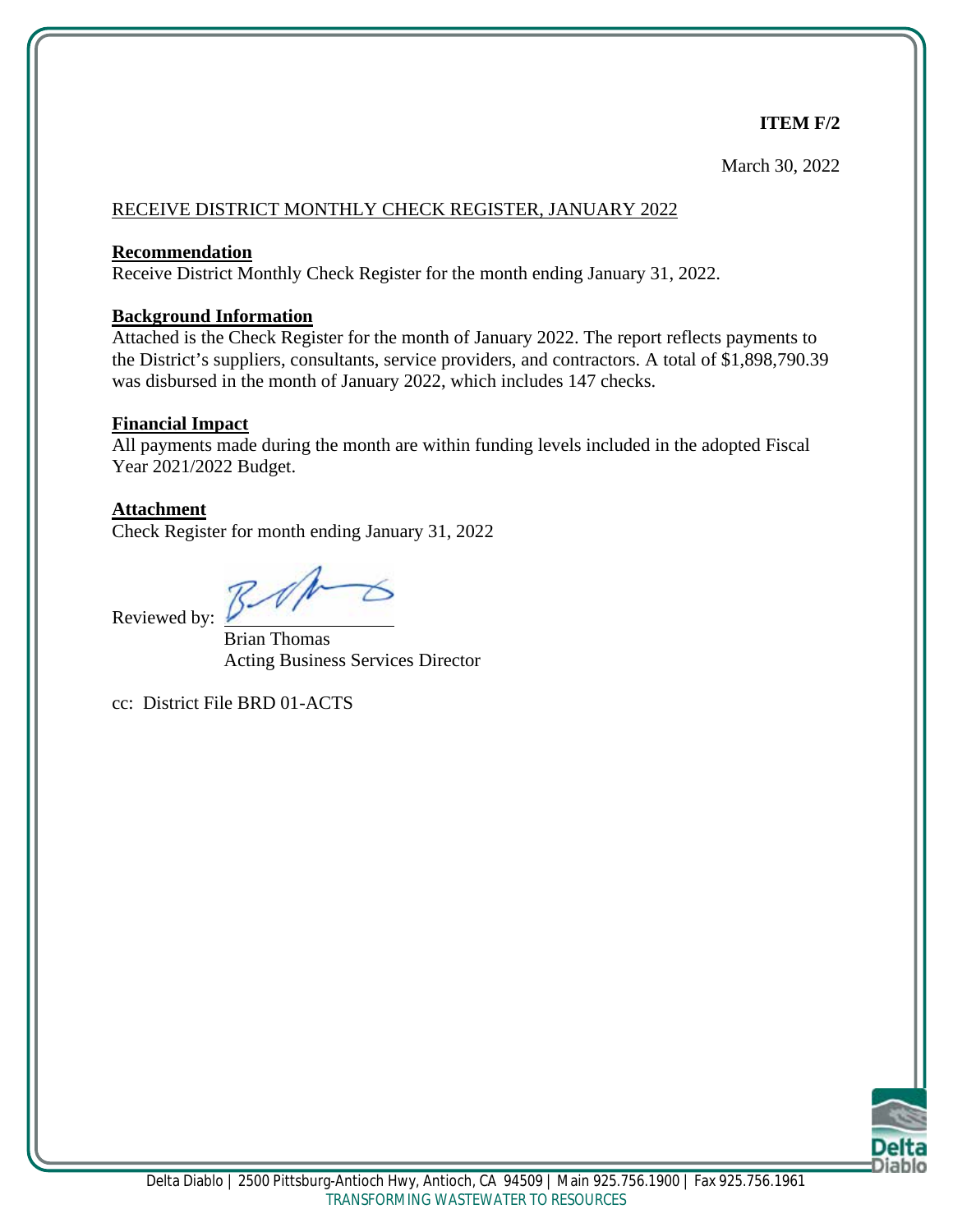**ITEM F/2**

March 30, 2022

RECEIVE DISTRICT MONTHLY CHECK REGISTER, JANUARY 2022

**Recommendation**

Receive District Monthly Check Register for the month ending January 31, 2022.

**Background Information**

Attached is the Check Register for the month of January 2022. The report reflects payments to the District's suppliers, consultants, service providers, and contractors. A total of $1,898,790.39 was disbursed in the month of January 2022, which includes 147 checks.

**Financial Impact**

All payments made during the month are within funding levels included in the adopted Fiscal Year 2021/2022 Budget.

**Attachment**

Check Register for month ending January 31, 2022

Reviewed by:

Brian Thomas
Acting Business Services Director

cc: District File BRD 01-ACTS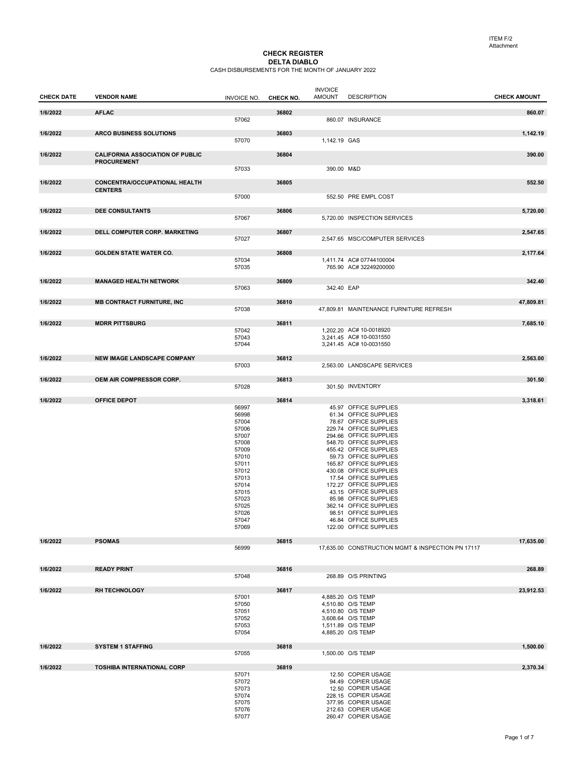ITEM F/2
Attachment

# CHECK REGISTER
## DELTA DIABLO
CASH DISBURSEMENTS FOR THE MONTH OF JANUARY 2022

| CHECK DATE | VENDOR NAME | INVOICE NO. | CHECK NO. | INVOICE AMOUNT | DESCRIPTION | CHECK AMOUNT |
|---|---|---|---|---|---|---|
| 1/6/2022 | AFLAC | | 36802 | | | 860.07 |
| | | 57062 | | 860.07 | INSURANCE | |
| 1/6/2022 | ARCO BUSINESS SOLUTIONS | | 36803 | | | 1,142.19 |
| | | 57070 | | 1,142.19 | GAS | |
| 1/6/2022 | CALIFORNIA ASSOCIATION OF PUBLIC PROCUREMENT | | 36804 | | | 390.00 |
| | | 57033 | | 390.00 | M&D | |
| 1/6/2022 | CONCENTRA/OCCUPATIONAL HEALTH CENTERS | | 36805 | | | 552.50 |
| | | 57000 | | 552.50 | PRE EMPL COST | |
| 1/6/2022 | DEE CONSULTANTS | | 36806 | | | 5,720.00 |
| | | 57067 | | 5,720.00 | INSPECTION SERVICES | |
| 1/6/2022 | DELL COMPUTER CORP. MARKETING | | 36807 | | | 2,547.65 |
| | | 57027 | | 2,547.65 | MSC/COMPUTER SERVICES | |
| 1/6/2022 | GOLDEN STATE WATER CO. | | 36808 | | | 2,177.64 |
| | | 57034 | | 1,411.74 | AC# 07744100004 | |
| | | 57035 | | 765.90 | AC# 32249200000 | |
| 1/6/2022 | MANAGED HEALTH NETWORK | | 36809 | | | 342.40 |
| | | 57063 | | 342.40 | EAP | |
| 1/6/2022 | MB CONTRACT FURNITURE, INC | | 36810 | | | 47,809.81 |
| | | 57038 | | 47,809.81 | MAINTENANCE FURNITURE REFRESH | |
| 1/6/2022 | MDRR PITTSBURG | | 36811 | | | 7,685.10 |
| | | 57042 | | 1,202.20 | AC# 10-0018920 | |
| | | 57043 | | 3,241.45 | AC# 10-0031550 | |
| | | 57044 | | 3,241.45 | AC# 10-0031550 | |
| 1/6/2022 | NEW IMAGE LANDSCAPE COMPANY | | 36812 | | | 2,563.00 |
| | | 57003 | | 2,563.00 | LANDSCAPE SERVICES | |
| 1/6/2022 | OEM AIR COMPRESSOR CORP. | | 36813 | | | 301.50 |
| | | 57028 | | 301.50 | INVENTORY | |
| 1/6/2022 | OFFICE DEPOT | | 36814 | | | 3,318.61 |
| | | 56997 | | 45.97 | OFFICE SUPPLIES | |
| | | 56998 | | 61.34 | OFFICE SUPPLIES | |
| | | 57004 | | 78.67 | OFFICE SUPPLIES | |
| | | 57006 | | 229.74 | OFFICE SUPPLIES | |
| | | 57007 | | 294.66 | OFFICE SUPPLIES | |
| | | 57008 | | 548.70 | OFFICE SUPPLIES | |
| | | 57009 | | 455.42 | OFFICE SUPPLIES | |
| | | 57010 | | 59.73 | OFFICE SUPPLIES | |
| | | 57011 | | 165.87 | OFFICE SUPPLIES | |
| | | 57012 | | 430.08 | OFFICE SUPPLIES | |
| | | 57013 | | 17.54 | OFFICE SUPPLIES | |
| | | 57014 | | 172.27 | OFFICE SUPPLIES | |
| | | 57015 | | 43.15 | OFFICE SUPPLIES | |
| | | 57023 | | 85.98 | OFFICE SUPPLIES | |
| | | 57025 | | 362.14 | OFFICE SUPPLIES | |
| | | 57026 | | 98.51 | OFFICE SUPPLIES | |
| | | 57047 | | 46.84 | OFFICE SUPPLIES | |
| | | 57069 | | 122.00 | OFFICE SUPPLIES | |
| 1/6/2022 | PSOMAS | | 36815 | | | 17,635.00 |
| | | 56999 | | 17,635.00 | CONSTRUCTION MGMT & INSPECTION PN 17117 | |
| 1/6/2022 | READY PRINT | | 36816 | | | 268.89 |
| | | 57048 | | 268.89 | O/S PRINTING | |
| 1/6/2022 | RH TECHNOLOGY | | 36817 | | | 23,912.53 |
| | | 57001 | | 4,885.20 | O/S TEMP | |
| | | 57050 | | 4,510.80 | O/S TEMP | |
| | | 57051 | | 4,510.80 | O/S TEMP | |
| | | 57052 | | 3,608.64 | O/S TEMP | |
| | | 57053 | | 1,511.89 | O/S TEMP | |
| | | 57054 | | 4,885.20 | O/S TEMP | |
| 1/6/2022 | SYSTEM 1 STAFFING | | 36818 | | | 1,500.00 |
| | | 57055 | | 1,500.00 | O/S TEMP | |
| 1/6/2022 | TOSHIBA INTERNATIONAL CORP | | 36819 | | | 2,370.34 |
| | | 57071 | | 12.50 | COPIER USAGE | |
| | | 57072 | | 94.49 | COPIER USAGE | |
| | | 57073 | | 12.50 | COPIER USAGE | |
| | | 57074 | | 228.15 | COPIER USAGE | |
| | | 57075 | | 377.95 | COPIER USAGE | |
| | | 57076 | | 212.63 | COPIER USAGE | |
| | | 57077 | | 260.47 | COPIER USAGE | |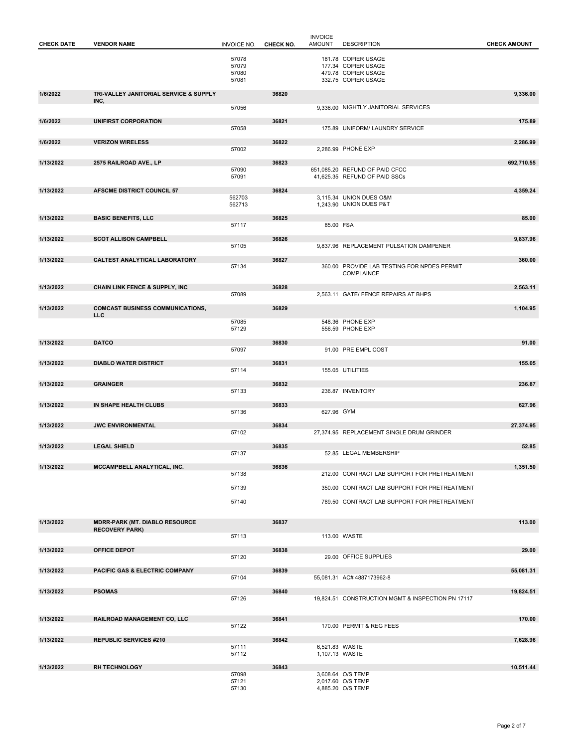| CHECK DATE | VENDOR NAME | INVOICE NO. | CHECK NO. | INVOICE AMOUNT | DESCRIPTION | CHECK AMOUNT |
|---|---|---|---|---|---|---|
| | | 57078 | | 181.78 | COPIER USAGE | |
| | | 57079 | | 177.34 | COPIER USAGE | |
| | | 57080 | | 479.78 | COPIER USAGE | |
| | | 57081 | | 332.75 | COPIER USAGE | |
| **1/6/2022** | **TRI-VALLEY JANITORIAL SERVICE & SUPPLY INC,** | | **36820** | | | **9,336.00** |
| | | 57056 | | 9,336.00 | NIGHTLY JANITORIAL SERVICES | |
| **1/6/2022** | **UNIFIRST CORPORATION** | | **36821** | | | **175.89** |
| | | 57058 | | 175.89 | UNIFORM/ LAUNDRY SERVICE | |
| **1/6/2022** | **VERIZON WIRELESS** | | **36822** | | | **2,286.99** |
| | | 57002 | | 2,286.99 | PHONE EXP | |
| **1/13/2022** | **2575 RAILROAD AVE., LP** | | **36823** | | | **692,710.55** |
| | | 57090 | | 651,085.20 | REFUND OF PAID CFCC | |
| | | 57091 | | 41,625.35 | REFUND OF PAID SSCs | |
| **1/13/2022** | **AFSCME DISTRICT COUNCIL 57** | | **36824** | | | **4,359.24** |
| | | 562703 | | 3,115.34 | UNION DUES O&M | |
| | | 562713 | | 1,243.90 | UNION DUES P&T | |
| **1/13/2022** | **BASIC BENEFITS, LLC** | | **36825** | | | **85.00** |
| | | 57117 | | 85.00 | FSA | |
| **1/13/2022** | **SCOT ALLISON CAMPBELL** | | **36826** | | | **9,837.96** |
| | | 57105 | | 9,837.96 | REPLACEMENT PULSATION DAMPENER | |
| **1/13/2022** | **CALTEST ANALYTICAL LABORATORY** | | **36827** | | | **360.00** |
| | | 57134 | | 360.00 | PROVIDE LAB TESTING FOR NPDES PERMIT COMPLAINCE | |
| **1/13/2022** | **CHAIN LINK FENCE & SUPPLY, INC** | | **36828** | | | **2,563.11** |
| | | 57089 | | 2,563.11 | GATE/ FENCE REPAIRS AT BHPS | |
| **1/13/2022** | **COMCAST BUSINESS COMMUNICATIONS, LLC** | | **36829** | | | **1,104.95** |
| | | 57085 | | 548.36 | PHONE EXP | |
| | | 57129 | | 556.59 | PHONE EXP | |
| **1/13/2022** | **DATCO** | | **36830** | | | **91.00** |
| | | 57097 | | 91.00 | PRE EMPL COST | |
| **1/13/2022** | **DIABLO WATER DISTRICT** | | **36831** | | | **155.05** |
| | | 57114 | | 155.05 | UTILITIES | |
| **1/13/2022** | **GRAINGER** | | **36832** | | | **236.87** |
| | | 57133 | | 236.87 | INVENTORY | |
| **1/13/2022** | **IN SHAPE HEALTH CLUBS** | | **36833** | | | **627.96** |
| | | 57136 | | 627.96 | GYM | |
| **1/13/2022** | **JWC ENVIRONMENTAL** | | **36834** | | | **27,374.95** |
| | | 57102 | | 27,374.95 | REPLACEMENT SINGLE DRUM GRINDER | |
| **1/13/2022** | **LEGAL SHIELD** | | **36835** | | | **52.85** |
| | | 57137 | | 52.85 | LEGAL MEMBERSHIP | |
| **1/13/2022** | **MCCAMPBELL ANALYTICAL, INC.** | | **36836** | | | **1,351.50** |
| | | 57138 | | 212.00 | CONTRACT LAB SUPPORT FOR PRETREATMENT | |
| | | 57139 | | 350.00 | CONTRACT LAB SUPPORT FOR PRETREATMENT | |
| | | 57140 | | 789.50 | CONTRACT LAB SUPPORT FOR PRETREATMENT | |
| **1/13/2022** | **MDRR-PARK (MT. DIABLO RESOURCE RECOVERY PARK)** | | **36837** | | | **113.00** |
| | | 57113 | | 113.00 | WASTE | |
| **1/13/2022** | **OFFICE DEPOT** | | **36838** | | | **29.00** |
| | | 57120 | | 29.00 | OFFICE SUPPLIES | |
| **1/13/2022** | **PACIFIC GAS & ELECTRIC COMPANY** | | **36839** | | | **55,081.31** |
| | | 57104 | | 55,081.31 | AC# 4887173962-8 | |
| **1/13/2022** | **PSOMAS** | | **36840** | | | **19,824.51** |
| | | 57126 | | 19,824.51 | CONSTRUCTION MGMT & INSPECTION PN 17117 | |
| **1/13/2022** | **RAILROAD MANAGEMENT CO, LLC** | | **36841** | | | **170.00** |
| | | 57122 | | 170.00 | PERMIT & REG FEES | |
| **1/13/2022** | **REPUBLIC SERVICES #210** | | **36842** | | | **7,628.96** |
| | | 57111 | | 6,521.83 | WASTE | |
| | | 57112 | | 1,107.13 | WASTE | |
| **1/13/2022** | **RH TECHNOLOGY** | | **36843** | | | **10,511.44** |
| | | 57098 | | 3,608.64 | O/S TEMP | |
| | | 57121 | | 2,017.60 | O/S TEMP | |
| | | 57130 | | 4,885.20 | O/S TEMP | |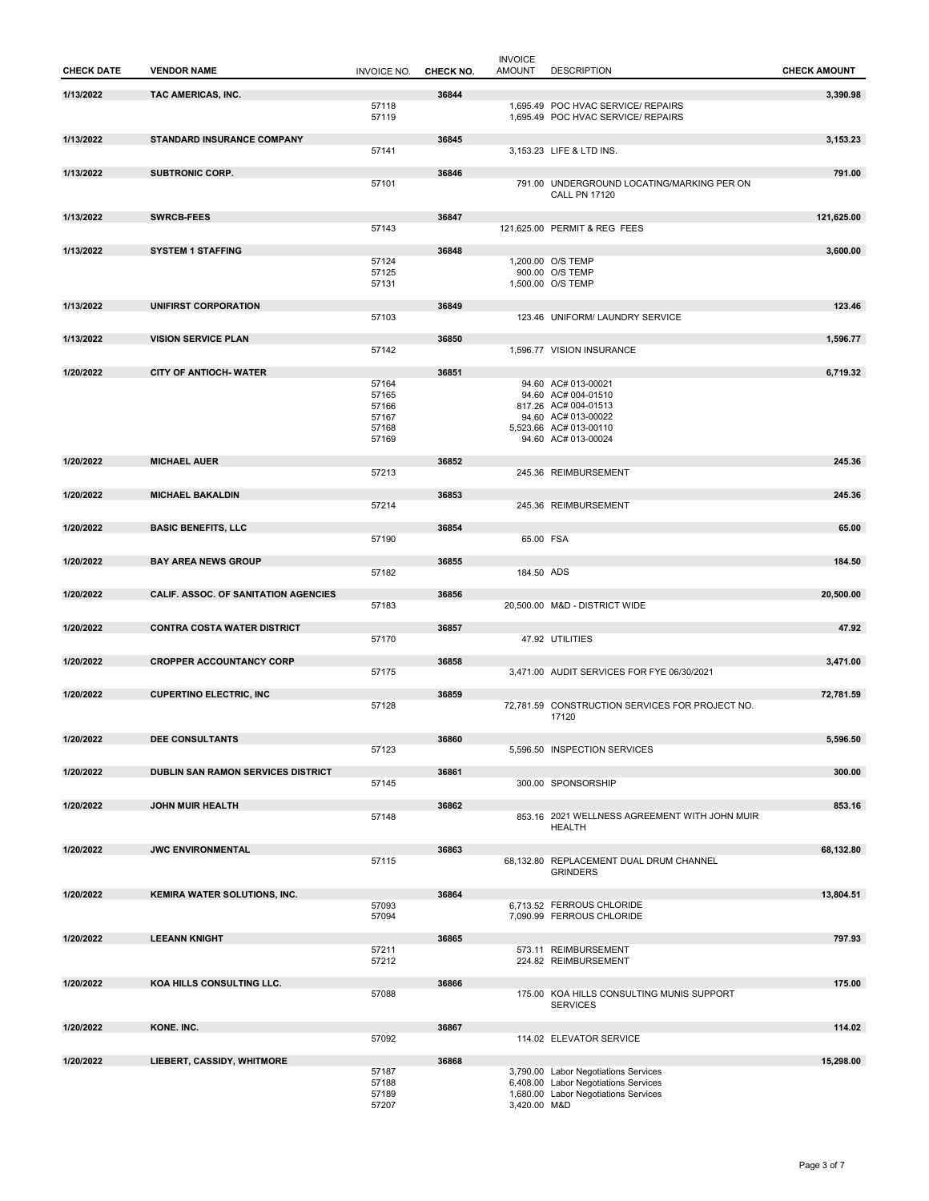| CHECK DATE | VENDOR NAME | INVOICE NO. | CHECK NO. | INVOICE AMOUNT | DESCRIPTION | CHECK AMOUNT |
|---|---|---|---|---|---|---|
| 1/13/2022 | TAC AMERICAS, INC. | | 36844 | | | 3,390.98 |
| | | 57118 | | 1,695.49 | POC HVAC SERVICE/ REPAIRS | |
| | | 57119 | | 1,695.49 | POC HVAC SERVICE/ REPAIRS | |
| 1/13/2022 | STANDARD INSURANCE COMPANY | | 36845 | | | 3,153.23 |
| | | 57141 | | 3,153.23 | LIFE & LTD INS. | |
| 1/13/2022 | SUBTRONIC CORP. | | 36846 | | | 791.00 |
| | | 57101 | | 791.00 | UNDERGROUND LOCATING/MARKING PER ON CALL PN 17120 | |
| 1/13/2022 | SWRCB-FEES | | 36847 | | | 121,625.00 |
| | | 57143 | | 121,625.00 | PERMIT & REG FEES | |
| 1/13/2022 | SYSTEM 1 STAFFING | | 36848 | | | 3,600.00 |
| | | 57124 | | 1,200.00 | O/S TEMP | |
| | | 57125 | | 900.00 | O/S TEMP | |
| | | 57131 | | 1,500.00 | O/S TEMP | |
| 1/13/2022 | UNIFIRST CORPORATION | | 36849 | | | 123.46 |
| | | 57103 | | 123.46 | UNIFORM/ LAUNDRY SERVICE | |
| 1/13/2022 | VISION SERVICE PLAN | | 36850 | | | 1,596.77 |
| | | 57142 | | 1,596.77 | VISION INSURANCE | |
| 1/20/2022 | CITY OF ANTIOCH- WATER | | 36851 | | | 6,719.32 |
| | | 57164 | | 94.60 | AC# 013-00021 | |
| | | 57165 | | 94.60 | AC# 004-01510 | |
| | | 57166 | | 817.26 | AC# 004-01513 | |
| | | 57167 | | 94.60 | AC# 013-00022 | |
| | | 57168 | | 5,523.66 | AC# 013-00110 | |
| | | 57169 | | 94.60 | AC# 013-00024 | |
| 1/20/2022 | MICHAEL AUER | | 36852 | | | 245.36 |
| | | 57213 | | 245.36 | REIMBURSEMENT | |
| 1/20/2022 | MICHAEL BAKALDIN | | 36853 | | | 245.36 |
| | | 57214 | | 245.36 | REIMBURSEMENT | |
| 1/20/2022 | BASIC BENEFITS, LLC | | 36854 | | | 65.00 |
| | | 57190 | | 65.00 | FSA | |
| 1/20/2022 | BAY AREA NEWS GROUP | | 36855 | | | 184.50 |
| | | 57182 | | 184.50 | ADS | |
| 1/20/2022 | CALIF. ASSOC. OF SANITATION AGENCIES | | 36856 | | | 20,500.00 |
| | | 57183 | | 20,500.00 | M&D - DISTRICT WIDE | |
| 1/20/2022 | CONTRA COSTA WATER DISTRICT | | 36857 | | | 47.92 |
| | | 57170 | | 47.92 | UTILITIES | |
| 1/20/2022 | CROPPER ACCOUNTANCY CORP | | 36858 | | | 3,471.00 |
| | | 57175 | | 3,471.00 | AUDIT SERVICES FOR FYE 06/30/2021 | |
| 1/20/2022 | CUPERTINO ELECTRIC, INC | | 36859 | | | 72,781.59 |
| | | 57128 | | 72,781.59 | CONSTRUCTION SERVICES FOR PROJECT NO. 17120 | |
| 1/20/2022 | DEE CONSULTANTS | | 36860 | | | 5,596.50 |
| | | 57123 | | 5,596.50 | INSPECTION SERVICES | |
| 1/20/2022 | DUBLIN SAN RAMON SERVICES DISTRICT | | 36861 | | | 300.00 |
| | | 57145 | | 300.00 | SPONSORSHIP | |
| 1/20/2022 | JOHN MUIR HEALTH | | 36862 | | | 853.16 |
| | | 57148 | | 853.16 | 2021 WELLNESS AGREEMENT WITH JOHN MUIR HEALTH | |
| 1/20/2022 | JWC ENVIRONMENTAL | | 36863 | | | 68,132.80 |
| | | 57115 | | 68,132.80 | REPLACEMENT DUAL DRUM CHANNEL GRINDERS | |
| 1/20/2022 | KEMIRA WATER SOLUTIONS, INC. | | 36864 | | | 13,804.51 |
| | | 57093 | | 6,713.52 | FERROUS CHLORIDE | |
| | | 57094 | | 7,090.99 | FERROUS CHLORIDE | |
| 1/20/2022 | LEEANN KNIGHT | | 36865 | | | 797.93 |
| | | 57211 | | 573.11 | REIMBURSEMENT | |
| | | 57212 | | 224.82 | REIMBURSEMENT | |
| 1/20/2022 | KOA HILLS CONSULTING LLC. | | 36866 | | | 175.00 |
| | | 57088 | | 175.00 | KOA HILLS CONSULTING MUNIS SUPPORT SERVICES | |
| 1/20/2022 | KONE. INC. | | 36867 | | | 114.02 |
| | | 57092 | | 114.02 | ELEVATOR SERVICE | |
| 1/20/2022 | LIEBERT, CASSIDY, WHITMORE | | 36868 | | | 15,298.00 |
| | | 57187 | | 3,790.00 | Labor Negotiations Services | |
| | | 57188 | | 6,408.00 | Labor Negotiations Services | |
| | | 57189 | | 1,680.00 | Labor Negotiations Services | |
| | | 57207 | | 3,420.00 | M&D | |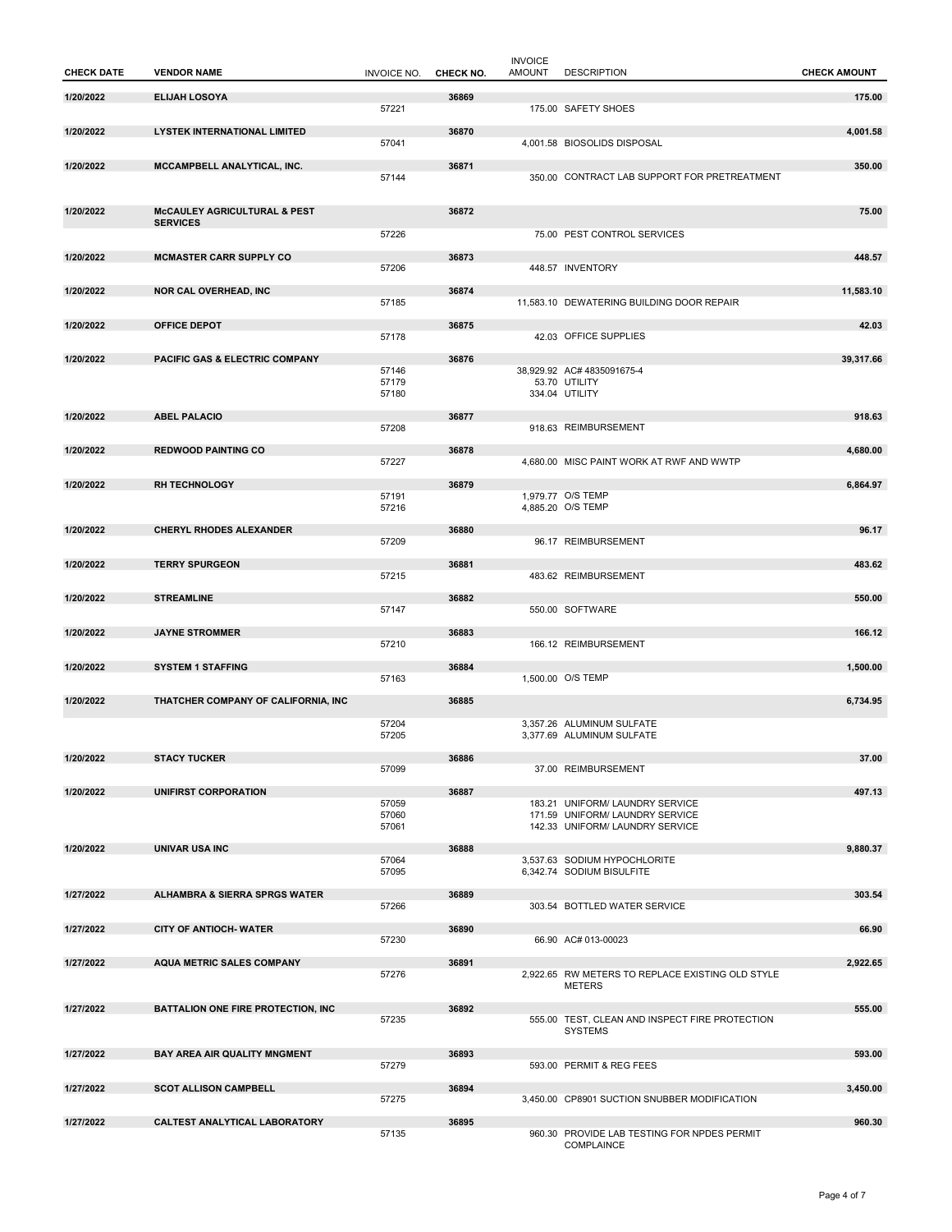| CHECK DATE | VENDOR NAME | INVOICE NO. | CHECK NO. | INVOICE AMOUNT | DESCRIPTION | CHECK AMOUNT |
|---|---|---|---|---|---|---|
| 1/20/2022 | ELIJAH LOSOYA | | 36869 | | | 175.00 |
| | | 57221 | | 175.00 | SAFETY SHOES | |
| 1/20/2022 | LYSTEK INTERNATIONAL LIMITED | | 36870 | | | 4,001.58 |
| | | 57041 | | 4,001.58 | BIOSOLIDS DISPOSAL | |
| 1/20/2022 | MCCAMPBELL ANALYTICAL, INC. | | 36871 | | | 350.00 |
| | | 57144 | | 350.00 | CONTRACT LAB SUPPORT FOR PRETREATMENT | |
| 1/20/2022 | McCAULEY AGRICULTURAL & PEST SERVICES | | 36872 | | | 75.00 |
| | | 57226 | | 75.00 | PEST CONTROL SERVICES | |
| 1/20/2022 | MCMASTER CARR SUPPLY CO | | 36873 | | | 448.57 |
| | | 57206 | | 448.57 | INVENTORY | |
| 1/20/2022 | NOR CAL OVERHEAD, INC | | 36874 | | | 11,583.10 |
| | | 57185 | | 11,583.10 | DEWATERING BUILDING DOOR REPAIR | |
| 1/20/2022 | OFFICE DEPOT | | 36875 | | | 42.03 |
| | | 57178 | | 42.03 | OFFICE SUPPLIES | |
| 1/20/2022 | PACIFIC GAS & ELECTRIC COMPANY | | 36876 | | | 39,317.66 |
| | | 57146 | | 38,929.92 | AC# 4835091675-4 | |
| | | 57179 | | 53.70 | UTILITY | |
| | | 57180 | | 334.04 | UTILITY | |
| 1/20/2022 | ABEL PALACIO | | 36877 | | | 918.63 |
| | | 57208 | | 918.63 | REIMBURSEMENT | |
| 1/20/2022 | REDWOOD PAINTING CO | | 36878 | | | 4,680.00 |
| | | 57227 | | 4,680.00 | MISC PAINT WORK AT RWF AND WWTP | |
| 1/20/2022 | RH TECHNOLOGY | | 36879 | | | 6,864.97 |
| | | 57191 | | 1,979.77 | O/S TEMP | |
| | | 57216 | | 4,885.20 | O/S TEMP | |
| 1/20/2022 | CHERYL RHODES ALEXANDER | | 36880 | | | 96.17 |
| | | 57209 | | 96.17 | REIMBURSEMENT | |
| 1/20/2022 | TERRY SPURGEON | | 36881 | | | 483.62 |
| | | 57215 | | 483.62 | REIMBURSEMENT | |
| 1/20/2022 | STREAMLINE | | 36882 | | | 550.00 |
| | | 57147 | | 550.00 | SOFTWARE | |
| 1/20/2022 | JAYNE STROMMER | | 36883 | | | 166.12 |
| | | 57210 | | 166.12 | REIMBURSEMENT | |
| 1/20/2022 | SYSTEM 1 STAFFING | | 36884 | | | 1,500.00 |
| | | 57163 | | 1,500.00 | O/S TEMP | |
| 1/20/2022 | THATCHER COMPANY OF CALIFORNIA, INC | | 36885 | | | 6,734.95 |
| | | 57204 | | 3,357.26 | ALUMINUM SULFATE | |
| | | 57205 | | 3,377.69 | ALUMINUM SULFATE | |
| 1/20/2022 | STACY TUCKER | | 36886 | | | 37.00 |
| | | 57099 | | 37.00 | REIMBURSEMENT | |
| 1/20/2022 | UNIFIRST CORPORATION | | 36887 | | | 497.13 |
| | | 57059 | | 183.21 | UNIFORM/ LAUNDRY SERVICE | |
| | | 57060 | | 171.59 | UNIFORM/ LAUNDRY SERVICE | |
| | | 57061 | | 142.33 | UNIFORM/ LAUNDRY SERVICE | |
| 1/20/2022 | UNIVAR USA INC | | 36888 | | | 9,880.37 |
| | | 57064 | | 3,537.63 | SODIUM HYPOCHLORITE | |
| | | 57095 | | 6,342.74 | SODIUM BISULFITE | |
| 1/27/2022 | ALHAMBRA & SIERRA SPRGS WATER | | 36889 | | | 303.54 |
| | | 57266 | | 303.54 | BOTTLED WATER SERVICE | |
| 1/27/2022 | CITY OF ANTIOCH- WATER | | 36890 | | | 66.90 |
| | | 57230 | | 66.90 | AC# 013-00023 | |
| 1/27/2022 | AQUA METRIC SALES COMPANY | | 36891 | | | 2,922.65 |
| | | 57276 | | 2,922.65 | RW METERS TO REPLACE EXISTING OLD STYLE METERS | |
| 1/27/2022 | BATTALION ONE FIRE PROTECTION, INC | | 36892 | | | 555.00 |
| | | 57235 | | 555.00 | TEST, CLEAN AND INSPECT FIRE PROTECTION SYSTEMS | |
| 1/27/2022 | BAY AREA AIR QUALITY MNGMENT | | 36893 | | | 593.00 |
| | | 57279 | | 593.00 | PERMIT & REG FEES | |
| 1/27/2022 | SCOT ALLISON CAMPBELL | | 36894 | | | 3,450.00 |
| | | 57275 | | 3,450.00 | CP8901 SUCTION SNUBBER MODIFICATION | |
| 1/27/2022 | CALTEST ANALYTICAL LABORATORY | | 36895 | | | 960.30 |
| | | 57135 | | 960.30 | PROVIDE LAB TESTING FOR NPDES PERMIT COMPLAINCE | |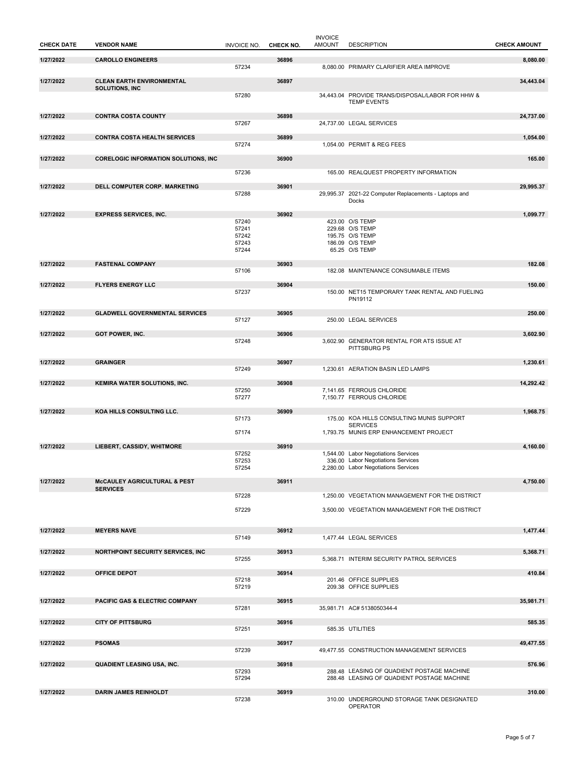| CHECK DATE | VENDOR NAME | INVOICE NO. | CHECK NO. | INVOICE AMOUNT | DESCRIPTION | CHECK AMOUNT |
|---|---|---|---|---|---|---|
| **1/27/2022** | **CAROLLO ENGINEERS** | | **36896** | | | **8,080.00** |
| | | 57234 | | 8,080.00 | PRIMARY CLARIFIER AREA IMPROVE | |
| **1/27/2022** | **CLEAN EARTH ENVIRONMENTAL SOLUTIONS, INC** | | **36897** | | | **34,443.04** |
| | | 57280 | | 34,443.04 | PROVIDE TRANS/DISPOSAL/LABOR FOR HHW & TEMP EVENTS | |
| **1/27/2022** | **CONTRA COSTA COUNTY** | | **36898** | | | **24,737.00** |
| | | 57267 | | 24,737.00 | LEGAL SERVICES | |
| **1/27/2022** | **CONTRA COSTA HEALTH SERVICES** | | **36899** | | | **1,054.00** |
| | | 57274 | | 1,054.00 | PERMIT & REG FEES | |
| **1/27/2022** | **CORELOGIC INFORMATION SOLUTIONS, INC** | | **36900** | | | **165.00** |
| | | 57236 | | 165.00 | REALQUEST PROPERTY INFORMATION | |
| **1/27/2022** | **DELL COMPUTER CORP. MARKETING** | | **36901** | | | **29,995.37** |
| | | 57288 | | 29,995.37 | 2021-22 Computer Replacements - Laptops and Docks | |
| **1/27/2022** | **EXPRESS SERVICES, INC.** | | **36902** | | | **1,099.77** |
| | | 57240 | | 423.00 | O/S TEMP | |
| | | 57241 | | 229.68 | O/S TEMP | |
| | | 57242 | | 195.75 | O/S TEMP | |
| | | 57243 | | 186.09 | O/S TEMP | |
| | | 57244 | | 65.25 | O/S TEMP | |
| **1/27/2022** | **FASTENAL COMPANY** | | **36903** | | | **182.08** |
| | | 57106 | | 182.08 | MAINTENANCE CONSUMABLE ITEMS | |
| **1/27/2022** | **FLYERS ENERGY LLC** | | **36904** | | | **150.00** |
| | | 57237 | | 150.00 | NET15 TEMPORARY TANK RENTAL AND FUELING PN19112 | |
| **1/27/2022** | **GLADWELL GOVERNMENTAL SERVICES** | | **36905** | | | **250.00** |
| | | 57127 | | 250.00 | LEGAL SERVICES | |
| **1/27/2022** | **GOT POWER, INC.** | | **36906** | | | **3,602.90** |
| | | 57248 | | 3,602.90 | GENERATOR RENTAL FOR ATS ISSUE AT PITTSBURG PS | |
| **1/27/2022** | **GRAINGER** | | **36907** | | | **1,230.61** |
| | | 57249 | | 1,230.61 | AERATION BASIN LED LAMPS | |
| **1/27/2022** | **KEMIRA WATER SOLUTIONS, INC.** | | **36908** | | | **14,292.42** |
| | | 57250 | | 7,141.65 | FERROUS CHLORIDE | |
| | | 57277 | | 7,150.77 | FERROUS CHLORIDE | |
| **1/27/2022** | **KOA HILLS CONSULTING LLC.** | | **36909** | | | **1,968.75** |
| | | 57173 | | 175.00 | KOA HILLS CONSULTING MUNIS SUPPORT SERVICES | |
| | | 57174 | | 1,793.75 | MUNIS ERP ENHANCEMENT PROJECT | |
| **1/27/2022** | **LIEBERT, CASSIDY, WHITMORE** | | **36910** | | | **4,160.00** |
| | | 57252 | | 1,544.00 | Labor Negotiations Services | |
| | | 57253 | | 336.00 | Labor Negotiations Services | |
| | | 57254 | | 2,280.00 | Labor Negotiations Services | |
| **1/27/2022** | **McCAULEY AGRICULTURAL & PEST SERVICES** | | **36911** | | | **4,750.00** |
| | | 57228 | | 1,250.00 | VEGETATION MANAGEMENT FOR THE DISTRICT | |
| | | 57229 | | 3,500.00 | VEGETATION MANAGEMENT FOR THE DISTRICT | |
| **1/27/2022** | **MEYERS NAVE** | | **36912** | | | **1,477.44** |
| | | 57149 | | 1,477.44 | LEGAL SERVICES | |
| **1/27/2022** | **NORTHPOINT SECURITY SERVICES, INC** | | **36913** | | | **5,368.71** |
| | | 57255 | | 5,368.71 | INTERIM SECURITY PATROL SERVICES | |
| **1/27/2022** | **OFFICE DEPOT** | | **36914** | | | **410.84** |
| | | 57218 | | 201.46 | OFFICE SUPPLIES | |
| | | 57219 | | 209.38 | OFFICE SUPPLIES | |
| **1/27/2022** | **PACIFIC GAS & ELECTRIC COMPANY** | | **36915** | | | **35,981.71** |
| | | 57281 | | 35,981.71 | AC# 5138050344-4 | |
| **1/27/2022** | **CITY OF PITTSBURG** | | **36916** | | | **585.35** |
| | | 57251 | | 585.35 | UTILITIES | |
| **1/27/2022** | **PSOMAS** | | **36917** | | | **49,477.55** |
| | | 57239 | | 49,477.55 | CONSTRUCTION MANAGEMENT SERVICES | |
| **1/27/2022** | **QUADIENT LEASING USA, INC.** | | **36918** | | | **576.96** |
| | | 57293 | | 288.48 | LEASING OF QUADIENT POSTAGE MACHINE | |
| | | 57294 | | 288.48 | LEASING OF QUADIENT POSTAGE MACHINE | |
| **1/27/2022** | **DARIN JAMES REINHOLDT** | | **36919** | | | **310.00** |
| | | 57238 | | 310.00 | UNDERGROUND STORAGE TANK DESIGNATED OPERATOR | |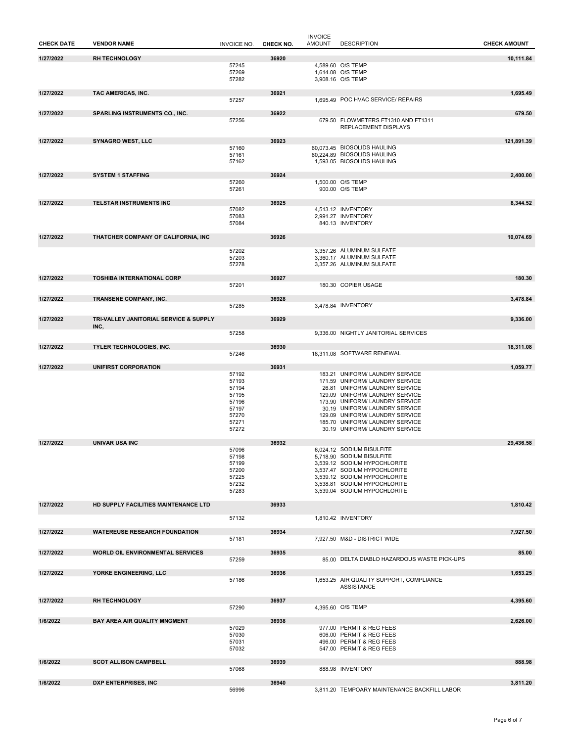| CHECK DATE | VENDOR NAME | INVOICE NO. | CHECK NO. | INVOICE AMOUNT | DESCRIPTION | CHECK AMOUNT |
|---|---|---|---|---|---|---|
| **1/27/2022** | **RH TECHNOLOGY** | | **36920** | | | **10,111.84** |
| | | 57245 | | 4,589.60 | O/S TEMP | |
| | | 57269 | | 1,614.08 | O/S TEMP | |
| | | 57282 | | 3,908.16 | O/S TEMP | |
| **1/27/2022** | **TAC AMERICAS, INC.** | | **36921** | | | **1,695.49** |
| | | 57257 | | 1,695.49 | POC HVAC SERVICE/ REPAIRS | |
| **1/27/2022** | **SPARLING INSTRUMENTS CO., INC.** | | **36922** | | | **679.50** |
| | | 57256 | | 679.50 | FLOWMETERS FT1310 AND FT1311 REPLACEMENT DISPLAYS | |
| **1/27/2022** | **SYNAGRO WEST, LLC** | | **36923** | | | **121,891.39** |
| | | 57160 | | 60,073.45 | BIOSOLIDS HAULING | |
| | | 57161 | | 60,224.89 | BIOSOLIDS HAULING | |
| | | 57162 | | 1,593.05 | BIOSOLIDS HAULING | |
| **1/27/2022** | **SYSTEM 1 STAFFING** | | **36924** | | | **2,400.00** |
| | | 57260 | | 1,500.00 | O/S TEMP | |
| | | 57261 | | 900.00 | O/S TEMP | |
| **1/27/2022** | **TELSTAR INSTRUMENTS INC** | | **36925** | | | **8,344.52** |
| | | 57082 | | 4,513.12 | INVENTORY | |
| | | 57083 | | 2,991.27 | INVENTORY | |
| | | 57084 | | 840.13 | INVENTORY | |
| **1/27/2022** | **THATCHER COMPANY OF CALIFORNIA, INC** | | **36926** | | | **10,074.69** |
| | | 57202 | | 3,357.26 | ALUMINUM SULFATE | |
| | | 57203 | | 3,360.17 | ALUMINUM SULFATE | |
| | | 57278 | | 3,357.26 | ALUMINUM SULFATE | |
| **1/27/2022** | **TOSHIBA INTERNATIONAL CORP** | | **36927** | | | **180.30** |
| | | 57201 | | 180.30 | COPIER USAGE | |
| **1/27/2022** | **TRANSENE COMPANY, INC.** | | **36928** | | | **3,478.84** |
| | | 57285 | | 3,478.84 | INVENTORY | |
| **1/27/2022** | **TRI-VALLEY JANITORIAL SERVICE & SUPPLY INC,** | | **36929** | | | **9,336.00** |
| | | 57258 | | 9,336.00 | NIGHTLY JANITORIAL SERVICES | |
| **1/27/2022** | **TYLER TECHNOLOGIES, INC.** | | **36930** | | | **18,311.08** |
| | | 57246 | | 18,311.08 | SOFTWARE RENEWAL | |
| **1/27/2022** | **UNIFIRST CORPORATION** | | **36931** | | | **1,059.77** |
| | | 57192 | | 183.21 | UNIFORM/ LAUNDRY SERVICE | |
| | | 57193 | | 171.59 | UNIFORM/ LAUNDRY SERVICE | |
| | | 57194 | | 26.81 | UNIFORM/ LAUNDRY SERVICE | |
| | | 57195 | | 129.09 | UNIFORM/ LAUNDRY SERVICE | |
| | | 57196 | | 173.90 | UNIFORM/ LAUNDRY SERVICE | |
| | | 57197 | | 30.19 | UNIFORM/ LAUNDRY SERVICE | |
| | | 57270 | | 129.09 | UNIFORM/ LAUNDRY SERVICE | |
| | | 57271 | | 185.70 | UNIFORM/ LAUNDRY SERVICE | |
| | | 57272 | | 30.19 | UNIFORM/ LAUNDRY SERVICE | |
| **1/27/2022** | **UNIVAR USA INC** | | **36932** | | | **29,436.58** |
| | | 57096 | | 6,024.12 | SODIUM BISULFITE | |
| | | 57198 | | 5,718.90 | SODIUM BISULFITE | |
| | | 57199 | | 3,539.12 | SODIUM HYPOCHLORITE | |
| | | 57200 | | 3,537.47 | SODIUM HYPOCHLORITE | |
| | | 57225 | | 3,539.12 | SODIUM HYPOCHLORITE | |
| | | 57232 | | 3,538.81 | SODIUM HYPOCHLORITE | |
| | | 57283 | | 3,539.04 | SODIUM HYPOCHLORITE | |
| **1/27/2022** | **HD SUPPLY FACILITIES MAINTENANCE LTD** | | **36933** | | | **1,810.42** |
| | | 57132 | | 1,810.42 | INVENTORY | |
| **1/27/2022** | **WATEREUSE RESEARCH FOUNDATION** | | **36934** | | | **7,927.50** |
| | | 57181 | | 7,927.50 | M&D - DISTRICT WIDE | |
| **1/27/2022** | **WORLD OIL ENVIRONMENTAL SERVICES** | | **36935** | | | **85.00** |
| | | 57259 | | 85.00 | DELTA DIABLO HAZARDOUS WASTE PICK-UPS | |
| **1/27/2022** | **YORKE ENGINEERING, LLC** | | **36936** | | | **1,653.25** |
| | | 57186 | | 1,653.25 | AIR QUALITY SUPPORT, COMPLIANCE ASSISTANCE | |
| **1/27/2022** | **RH TECHNOLOGY** | | **36937** | | | **4,395.60** |
| | | 57290 | | 4,395.60 | O/S TEMP | |
| **1/6/2022** | **BAY AREA AIR QUALITY MNGMENT** | | **36938** | | | **2,626.00** |
| | | 57029 | | 977.00 | PERMIT & REG FEES | |
| | | 57030 | | 606.00 | PERMIT & REG FEES | |
| | | 57031 | | 496.00 | PERMIT & REG FEES | |
| | | 57032 | | 547.00 | PERMIT & REG FEES | |
| **1/6/2022** | **SCOT ALLISON CAMPBELL** | | **36939** | | | **888.98** |
| | | 57068 | | 888.98 | INVENTORY | |
| **1/6/2022** | **DXP ENTERPRISES, INC** | | **36940** | | | **3,811.20** |
| | | 56996 | | 3,811.20 | TEMPOARY MAINTENANCE BACKFILL LABOR | |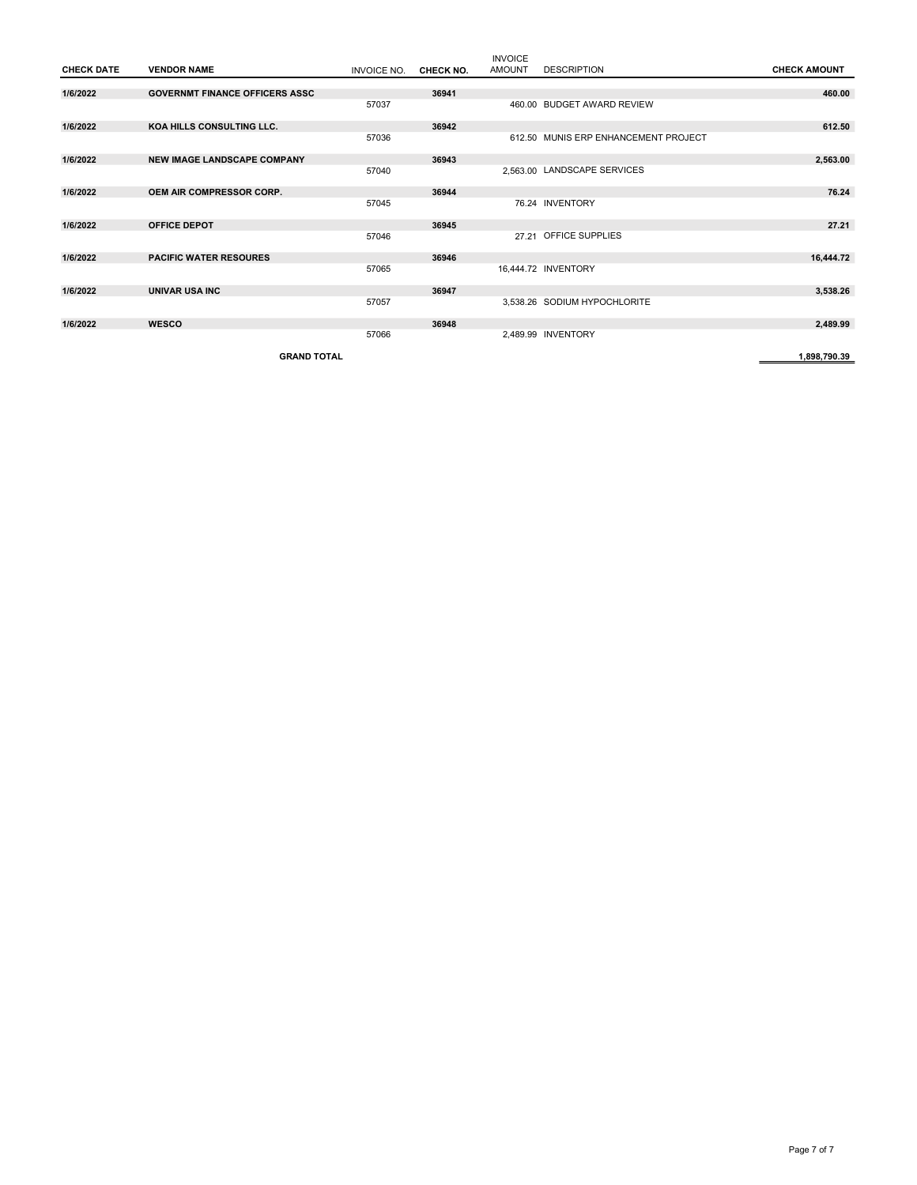| CHECK DATE | VENDOR NAME | INVOICE NO. | CHECK NO. | INVOICE AMOUNT | DESCRIPTION | CHECK AMOUNT |
|---|---|---|---|---|---|---|
| 1/6/2022 | GOVERNMT FINANCE OFFICERS ASSC | | 36941 | | | 460.00 |
| | | 57037 | | 460.00 | BUDGET AWARD REVIEW | |
| 1/6/2022 | KOA HILLS CONSULTING LLC. | | 36942 | | | 612.50 |
| | | 57036 | | 612.50 | MUNIS ERP ENHANCEMENT PROJECT | |
| 1/6/2022 | NEW IMAGE LANDSCAPE COMPANY | | 36943 | | | 2,563.00 |
| | | 57040 | | 2,563.00 | LANDSCAPE SERVICES | |
| 1/6/2022 | OEM AIR COMPRESSOR CORP. | | 36944 | | | 76.24 |
| | | 57045 | | 76.24 | INVENTORY | |
| 1/6/2022 | OFFICE DEPOT | | 36945 | | | 27.21 |
| | | 57046 | | 27.21 | OFFICE SUPPLIES | |
| 1/6/2022 | PACIFIC WATER RESOURES | | 36946 | | | 16,444.72 |
| | | 57065 | | 16,444.72 | INVENTORY | |
| 1/6/2022 | UNIVAR USA INC | | 36947 | | | 3,538.26 |
| | | 57057 | | 3,538.26 | SODIUM HYPOCHLORITE | |
| 1/6/2022 | WESCO | | 36948 | | | 2,489.99 |
| | | 57066 | | 2,489.99 | INVENTORY | |
| | GRAND TOTAL | | | | | 1,898,790.39 |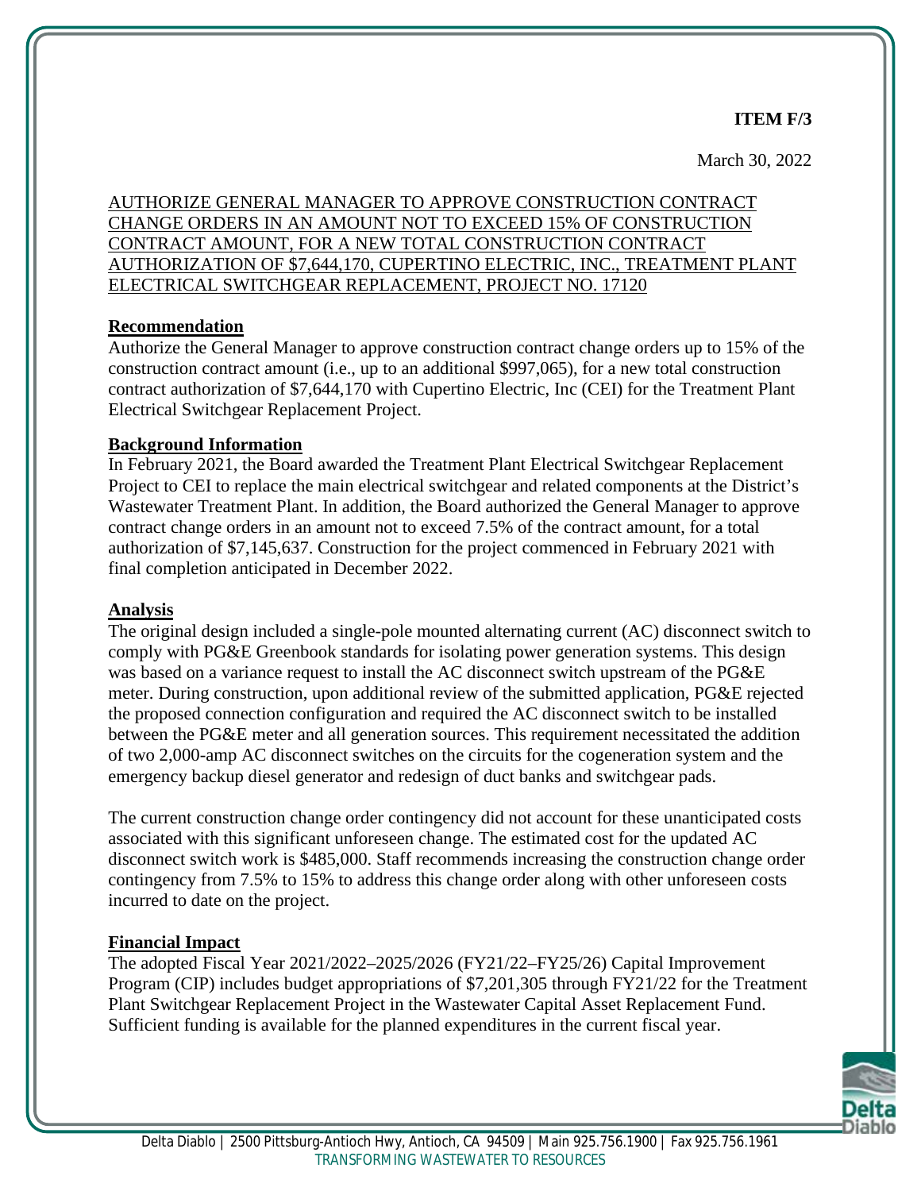**ITEM F/3**

March 30, 2022

AUTHORIZE GENERAL MANAGER TO APPROVE CONSTRUCTION CONTRACT CHANGE ORDERS IN AN AMOUNT NOT TO EXCEED 15% OF CONSTRUCTION CONTRACT AMOUNT, FOR A NEW TOTAL CONSTRUCTION CONTRACT AUTHORIZATION OF $7,644,170, CUPERTINO ELECTRIC, INC., TREATMENT PLANT ELECTRICAL SWITCHGEAR REPLACEMENT, PROJECT NO. 17120

**Recommendation**

Authorize the General Manager to approve construction contract change orders up to 15% of the construction contract amount (i.e., up to an additional $997,065), for a new total construction contract authorization of $7,644,170 with Cupertino Electric, Inc (CEI) for the Treatment Plant Electrical Switchgear Replacement Project.

**Background Information**

In February 2021, the Board awarded the Treatment Plant Electrical Switchgear Replacement Project to CEI to replace the main electrical switchgear and related components at the District's Wastewater Treatment Plant. In addition, the Board authorized the General Manager to approve contract change orders in an amount not to exceed 7.5% of the contract amount, for a total authorization of $7,145,637. Construction for the project commenced in February 2021 with final completion anticipated in December 2022.

**Analysis**

The original design included a single-pole mounted alternating current (AC) disconnect switch to comply with PG&E Greenbook standards for isolating power generation systems. This design was based on a variance request to install the AC disconnect switch upstream of the PG&E meter. During construction, upon additional review of the submitted application, PG&E rejected the proposed connection configuration and required the AC disconnect switch to be installed between the PG&E meter and all generation sources. This requirement necessitated the addition of two 2,000-amp AC disconnect switches on the circuits for the cogeneration system and the emergency backup diesel generator and redesign of duct banks and switchgear pads.

The current construction change order contingency did not account for these unanticipated costs associated with this significant unforeseen change. The estimated cost for the updated AC disconnect switch work is $485,000. Staff recommends increasing the construction change order contingency from 7.5% to 15% to address this change order along with other unforeseen costs incurred to date on the project.

**Financial Impact**

The adopted Fiscal Year 2021/2022–2025/2026 (FY21/22–FY25/26) Capital Improvement Program (CIP) includes budget appropriations of $7,201,305 through FY21/22 for the Treatment Plant Switchgear Replacement Project in the Wastewater Capital Asset Replacement Fund. Sufficient funding is available for the planned expenditures in the current fiscal year.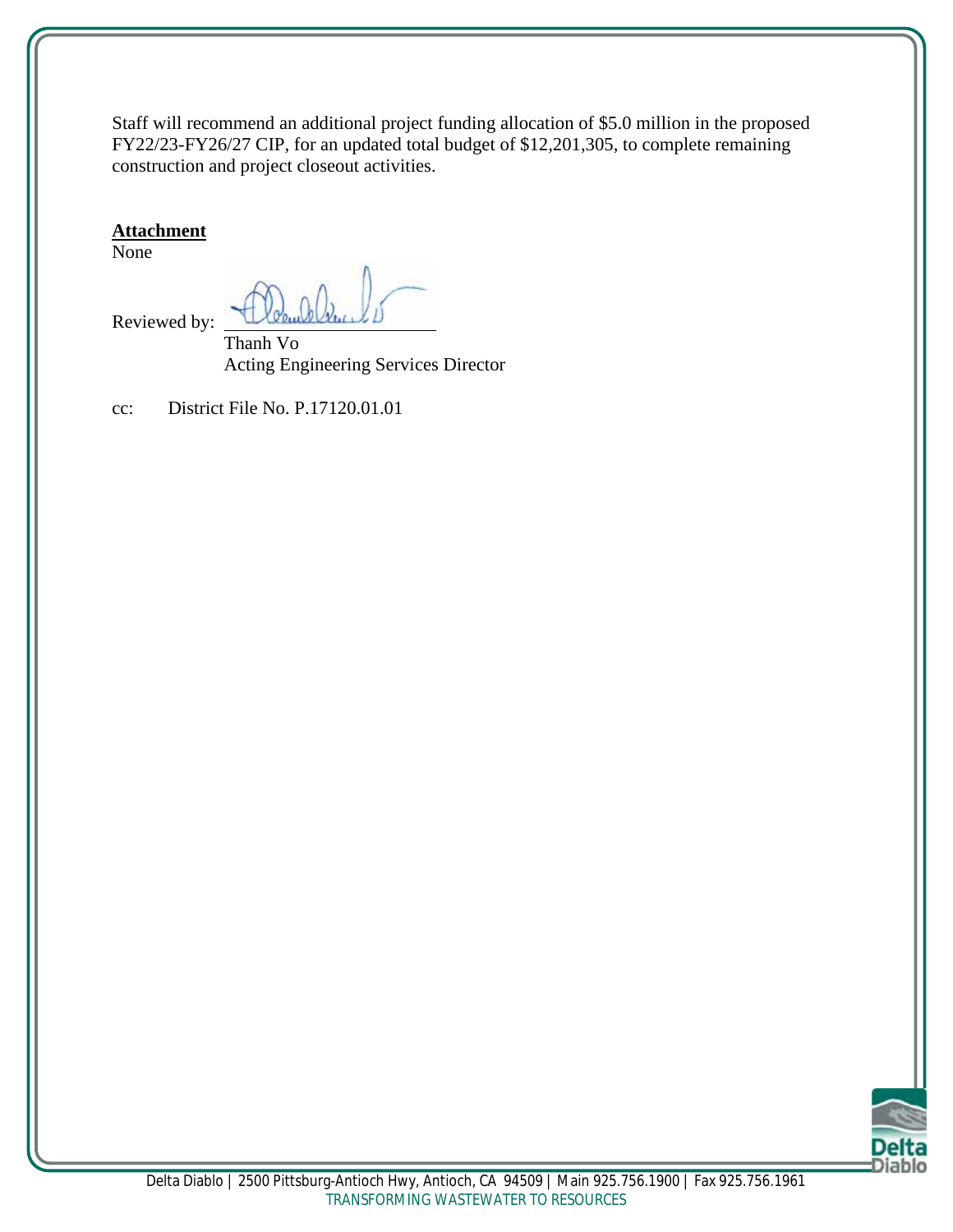Staff will recommend an additional project funding allocation of $5.0 million in the proposed FY22/23-FY26/27 CIP, for an updated total budget of $12,201,305, to complete remaining construction and project closeout activities.

**Attachment**

None

Reviewed by: \_\_\_\_\_\_\_\_\_\_\_\_\_\_\_\_\_\_\_\_

Thanh Vo
Acting Engineering Services Director

cc: District File No. P.17120.01.01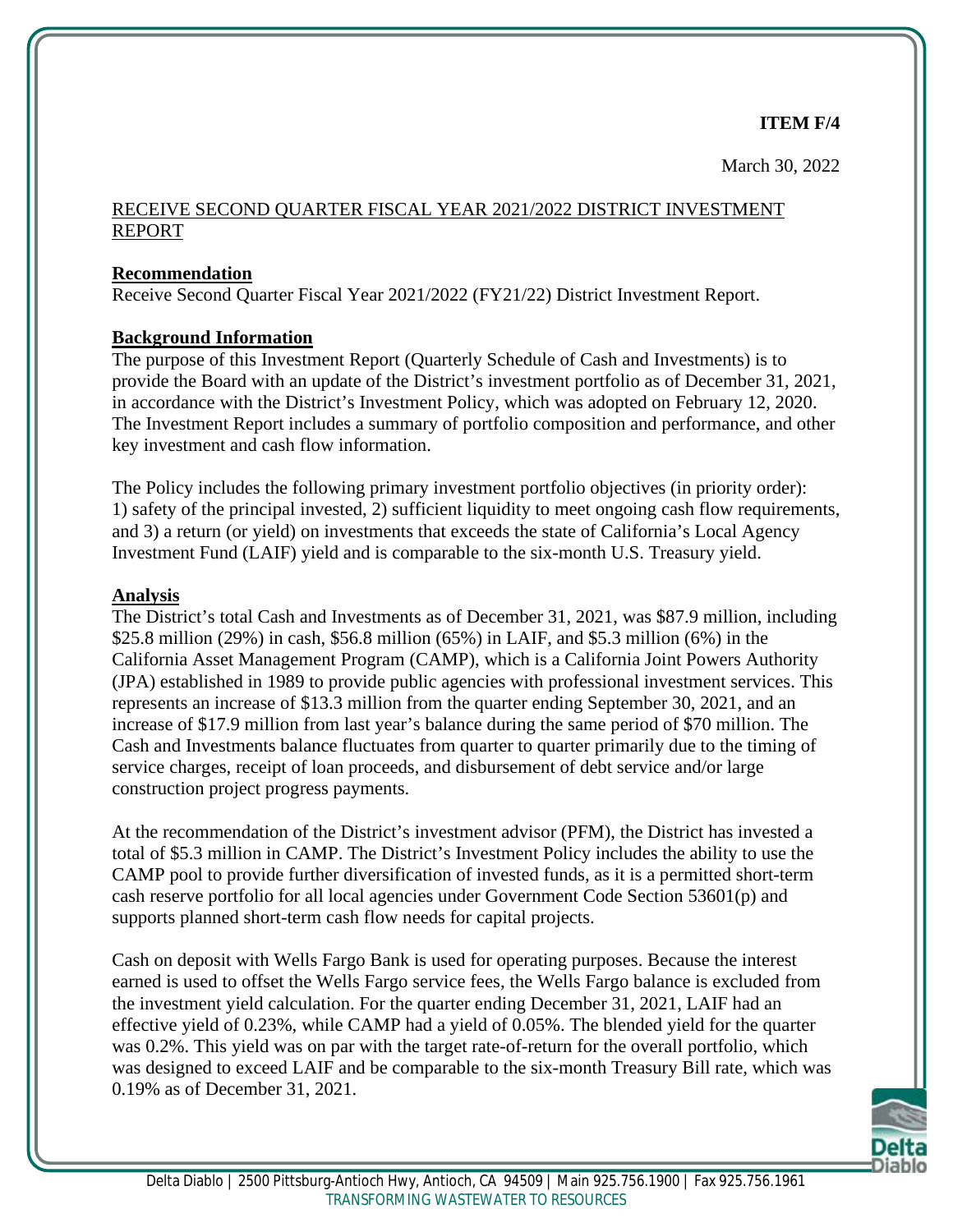**ITEM F/4**

March 30, 2022

RECEIVE SECOND QUARTER FISCAL YEAR 2021/2022 DISTRICT INVESTMENT REPORT

**Recommendation**

Receive Second Quarter Fiscal Year 2021/2022 (FY21/22) District Investment Report.

**Background Information**

The purpose of this Investment Report (Quarterly Schedule of Cash and Investments) is to provide the Board with an update of the District's investment portfolio as of December 31, 2021, in accordance with the District's Investment Policy, which was adopted on February 12, 2020. The Investment Report includes a summary of portfolio composition and performance, and other key investment and cash flow information.

The Policy includes the following primary investment portfolio objectives (in priority order): 1) safety of the principal invested, 2) sufficient liquidity to meet ongoing cash flow requirements, and 3) a return (or yield) on investments that exceeds the state of California's Local Agency Investment Fund (LAIF) yield and is comparable to the six-month U.S. Treasury yield.

**Analysis**

The District's total Cash and Investments as of December 31, 2021, was $87.9 million, including $25.8 million (29%) in cash, $56.8 million (65%) in LAIF, and $5.3 million (6%) in the California Asset Management Program (CAMP), which is a California Joint Powers Authority (JPA) established in 1989 to provide public agencies with professional investment services. This represents an increase of $13.3 million from the quarter ending September 30, 2021, and an increase of $17.9 million from last year's balance during the same period of $70 million. The Cash and Investments balance fluctuates from quarter to quarter primarily due to the timing of service charges, receipt of loan proceeds, and disbursement of debt service and/or large construction project progress payments.

At the recommendation of the District's investment advisor (PFM), the District has invested a total of $5.3 million in CAMP. The District's Investment Policy includes the ability to use the CAMP pool to provide further diversification of invested funds, as it is a permitted short-term cash reserve portfolio for all local agencies under Government Code Section 53601(p) and supports planned short-term cash flow needs for capital projects.

Cash on deposit with Wells Fargo Bank is used for operating purposes. Because the interest earned is used to offset the Wells Fargo service fees, the Wells Fargo balance is excluded from the investment yield calculation. For the quarter ending December 31, 2021, LAIF had an effective yield of 0.23%, while CAMP had a yield of 0.05%. The blended yield for the quarter was 0.2%. This yield was on par with the target rate-of-return for the overall portfolio, which was designed to exceed LAIF and be comparable to the six-month Treasury Bill rate, which was 0.19% as of December 31, 2021.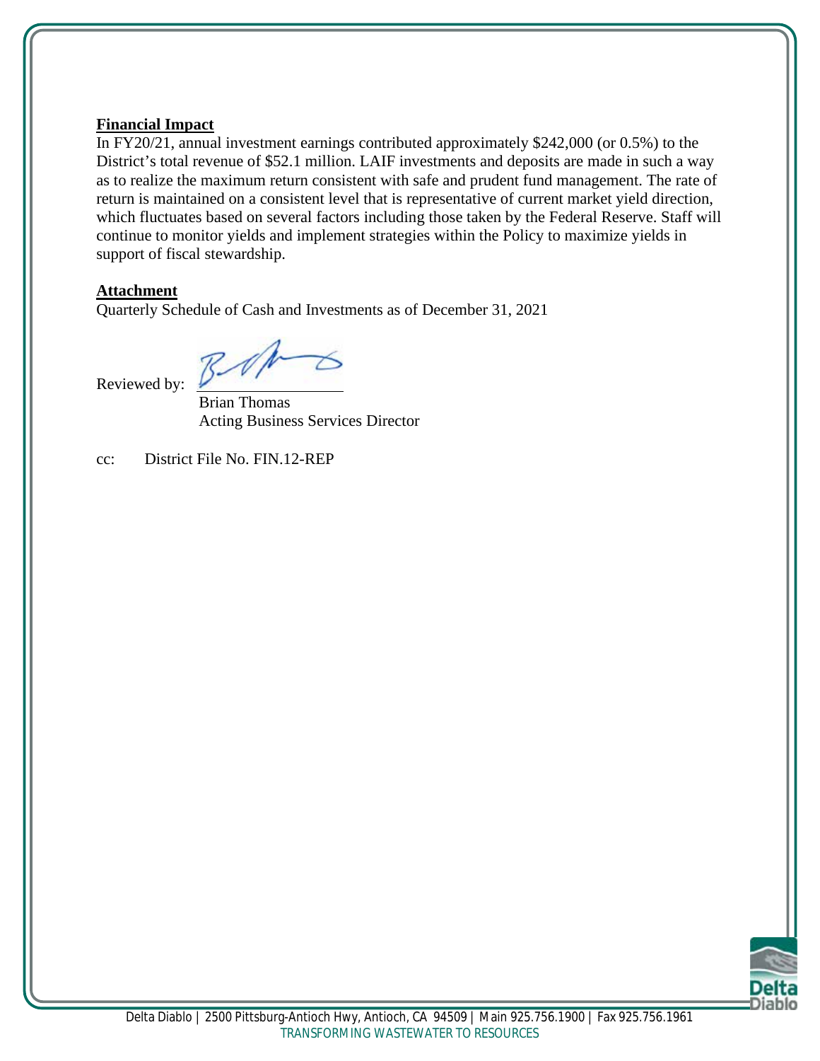**Financial Impact**

In FY20/21, annual investment earnings contributed approximately $242,000 (or 0.5%) to the District's total revenue of $52.1 million. LAIF investments and deposits are made in such a way as to realize the maximum return consistent with safe and prudent fund management. The rate of return is maintained on a consistent level that is representative of current market yield direction, which fluctuates based on several factors including those taken by the Federal Reserve. Staff will continue to monitor yields and implement strategies within the Policy to maximize yields in support of fiscal stewardship.

**Attachment**

Quarterly Schedule of Cash and Investments as of December 31, 2021

Reviewed by: ______________________

Brian Thomas
Acting Business Services Director

cc: District File No. FIN.12-REP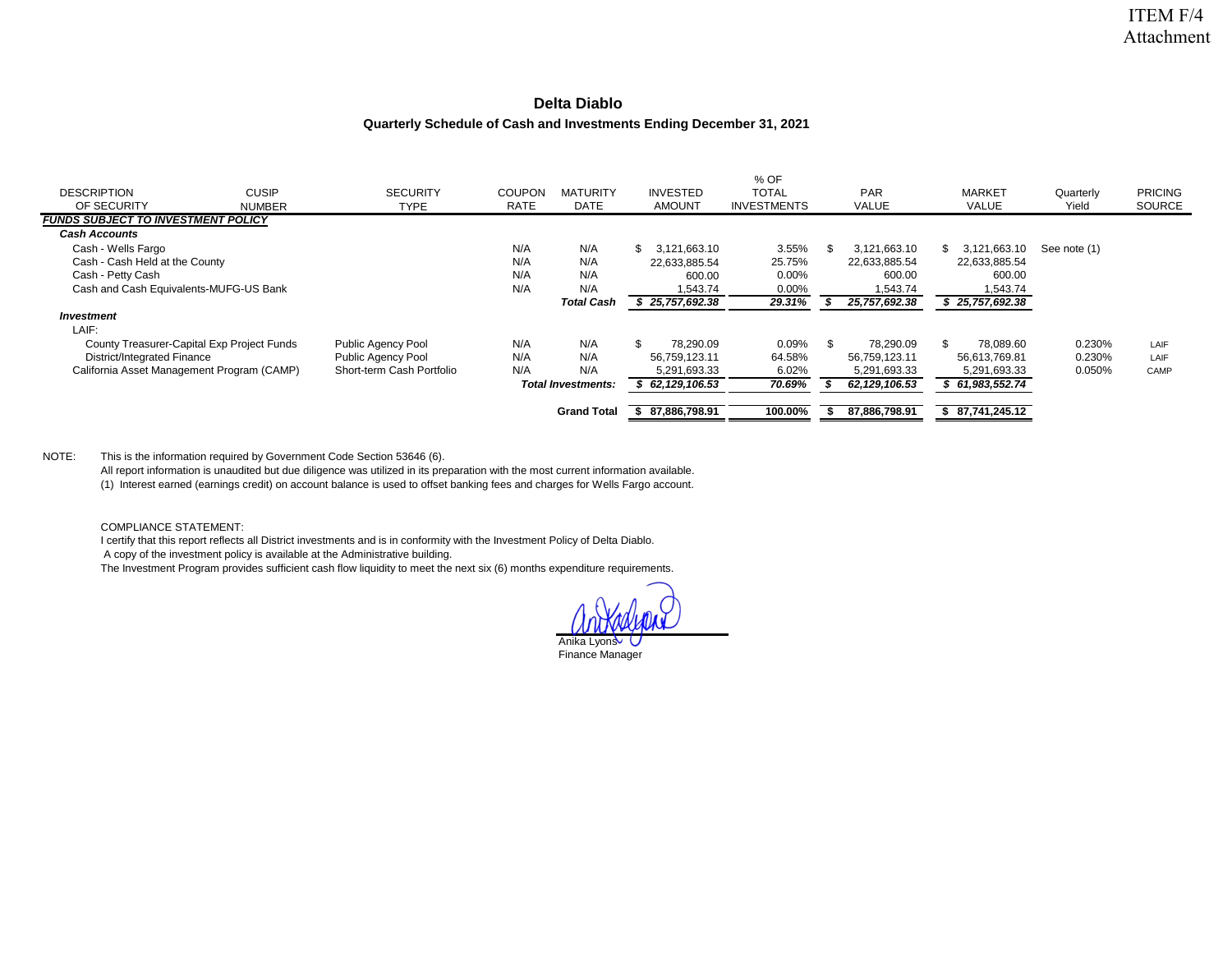ITEM F/4
Attachment

# Delta Diablo

## Quarterly Schedule of Cash and Investments Ending December 31, 2021

| DESCRIPTION OF SECURITY | CUSIP NUMBER | SECURITY TYPE | COUPON RATE | MATURITY DATE | INVESTED AMOUNT | % OF TOTAL INVESTMENTS | PAR VALUE | MARKET VALUE | Quarterly Yield | PRICING SOURCE |
|---|---|---|---|---|---|---|---|---|---|---|
| ***FUNDS SUBJECT TO INVESTMENT POLICY*** | | | | | | | | | | |
| ***Cash Accounts*** | | | | | | | | | | |
| Cash - Wells Fargo | | | N/A | N/A | $ 3,121,663.10 | 3.55% | $ 3,121,663.10 | $ 3,121,663.10 | See note (1) | |
| Cash - Cash Held at the County | | | N/A | N/A | 22,633,885.54 | 25.75% | 22,633,885.54 | 22,633,885.54 | | |
| Cash - Petty Cash | | | N/A | N/A | 600.00 | 0.00% | 600.00 | 600.00 | | |
| Cash and Cash Equivalents-MUFG-US Bank | | | N/A | N/A | 1,543.74 | 0.00% | 1,543.74 | 1,543.74 | | |
| | | | | ***Total Cash*** | ***$ 25,757,692.38*** | ***29.31%*** | ***$ 25,757,692.38*** | ***$ 25,757,692.38*** | | |
| ***Investment*** | | | | | | | | | | |
| LAIF: | | | | | | | | | | |
| County Treasurer-Capital Exp Project Funds | | Public Agency Pool | N/A | N/A | $ 78,290.09 | 0.09% | $ 78,290.09 | $ 78,089.60 | 0.230% | LAIF |
| District/Integrated Finance | | Public Agency Pool | N/A | N/A | 56,759,123.11 | 64.58% | 56,759,123.11 | 56,613,769.81 | 0.230% | LAIF |
| California Asset Management Program (CAMP) | | Short-term Cash Portfolio | N/A | N/A | 5,291,693.33 | 6.02% | 5,291,693.33 | 5,291,693.33 | 0.050% | CAMP |
| | | | | ***Total Investments:*** | ***$ 62,129,106.53*** | ***70.69%*** | ***$ 62,129,106.53*** | ***$ 61,983,552.74*** | | |
| | | | | **Grand Total** | **$ 87,886,798.91** | **100.00%** | **$ 87,886,798.91** | **$ 87,741,245.12** | | |

NOTE: This is the information required by Government Code Section 53646 (6).
All report information is unaudited but due diligence was utilized in its preparation with the most current information available.
(1) Interest earned (earnings credit) on account balance is used to offset banking fees and charges for Wells Fargo account.

COMPLIANCE STATEMENT:
I certify that this report reflects all District investments and is in conformity with the Investment Policy of Delta Diablo.
A copy of the investment policy is available at the Administrative building.
The Investment Program provides sufficient cash flow liquidity to meet the next six (6) months expenditure requirements.

Anika Lyons
Finance Manager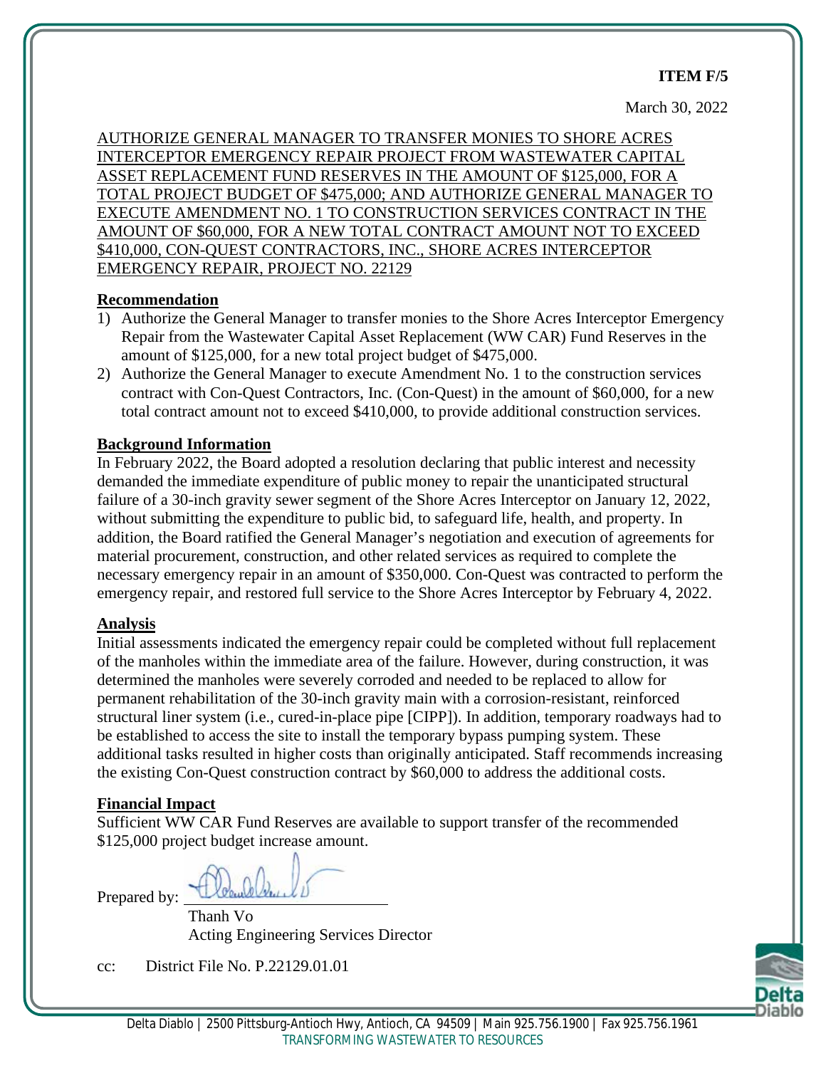**ITEM F/5**

March 30, 2022

AUTHORIZE GENERAL MANAGER TO TRANSFER MONIES TO SHORE ACRES INTERCEPTOR EMERGENCY REPAIR PROJECT FROM WASTEWATER CAPITAL ASSET REPLACEMENT FUND RESERVES IN THE AMOUNT OF $125,000, FOR A TOTAL PROJECT BUDGET OF $475,000; AND AUTHORIZE GENERAL MANAGER TO EXECUTE AMENDMENT NO. 1 TO CONSTRUCTION SERVICES CONTRACT IN THE AMOUNT OF $60,000, FOR A NEW TOTAL CONTRACT AMOUNT NOT TO EXCEED $410,000, CON-QUEST CONTRACTORS, INC., SHORE ACRES INTERCEPTOR EMERGENCY REPAIR, PROJECT NO. 22129

**Recommendation**

1) Authorize the General Manager to transfer monies to the Shore Acres Interceptor Emergency Repair from the Wastewater Capital Asset Replacement (WW CAR) Fund Reserves in the amount of $125,000, for a new total project budget of $475,000.
2) Authorize the General Manager to execute Amendment No. 1 to the construction services contract with Con-Quest Contractors, Inc. (Con-Quest) in the amount of $60,000, for a new total contract amount not to exceed $410,000, to provide additional construction services.

**Background Information**

In February 2022, the Board adopted a resolution declaring that public interest and necessity demanded the immediate expenditure of public money to repair the unanticipated structural failure of a 30-inch gravity sewer segment of the Shore Acres Interceptor on January 12, 2022, without submitting the expenditure to public bid, to safeguard life, health, and property. In addition, the Board ratified the General Manager's negotiation and execution of agreements for material procurement, construction, and other related services as required to complete the necessary emergency repair in an amount of $350,000. Con-Quest was contracted to perform the emergency repair, and restored full service to the Shore Acres Interceptor by February 4, 2022.

**Analysis**

Initial assessments indicated the emergency repair could be completed without full replacement of the manholes within the immediate area of the failure. However, during construction, it was determined the manholes were severely corroded and needed to be replaced to allow for permanent rehabilitation of the 30-inch gravity main with a corrosion-resistant, reinforced structural liner system (i.e., cured-in-place pipe [CIPP]). In addition, temporary roadways had to be established to access the site to install the temporary bypass pumping system. These additional tasks resulted in higher costs than originally anticipated. Staff recommends increasing the existing Con-Quest construction contract by $60,000 to address the additional costs.

**Financial Impact**

Sufficient WW CAR Fund Reserves are available to support transfer of the recommended $125,000 project budget increase amount.

Prepared by: ______________________

Thanh Vo
Acting Engineering Services Director

cc: District File No. P.22129.01.01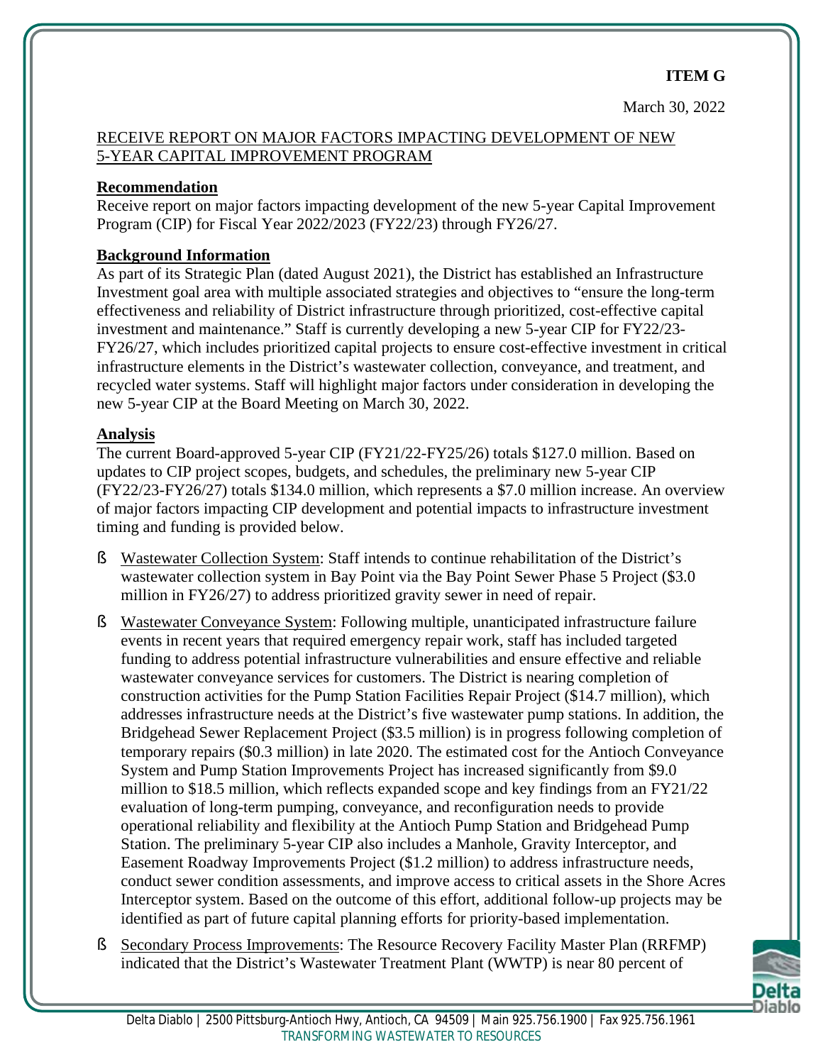**ITEM G**

March 30, 2022

RECEIVE REPORT ON MAJOR FACTORS IMPACTING DEVELOPMENT OF NEW 5-YEAR CAPITAL IMPROVEMENT PROGRAM

**Recommendation**

Receive report on major factors impacting development of the new 5-year Capital Improvement Program (CIP) for Fiscal Year 2022/2023 (FY22/23) through FY26/27.

**Background Information**

As part of its Strategic Plan (dated August 2021), the District has established an Infrastructure Investment goal area with multiple associated strategies and objectives to "ensure the long-term effectiveness and reliability of District infrastructure through prioritized, cost-effective capital investment and maintenance." Staff is currently developing a new 5-year CIP for FY22/23-FY26/27, which includes prioritized capital projects to ensure cost-effective investment in critical infrastructure elements in the District's wastewater collection, conveyance, and treatment, and recycled water systems. Staff will highlight major factors under consideration in developing the new 5-year CIP at the Board Meeting on March 30, 2022.

**Analysis**

The current Board-approved 5-year CIP (FY21/22-FY25/26) totals $127.0 million. Based on updates to CIP project scopes, budgets, and schedules, the preliminary new 5-year CIP (FY22/23-FY26/27) totals $134.0 million, which represents a $7.0 million increase. An overview of major factors impacting CIP development and potential impacts to infrastructure investment timing and funding is provided below.

- Wastewater Collection System: Staff intends to continue rehabilitation of the District's wastewater collection system in Bay Point via the Bay Point Sewer Phase 5 Project ($3.0 million in FY26/27) to address prioritized gravity sewer in need of repair.
- Wastewater Conveyance System: Following multiple, unanticipated infrastructure failure events in recent years that required emergency repair work, staff has included targeted funding to address potential infrastructure vulnerabilities and ensure effective and reliable wastewater conveyance services for customers. The District is nearing completion of construction activities for the Pump Station Facilities Repair Project ($14.7 million), which addresses infrastructure needs at the District's five wastewater pump stations. In addition, the Bridgehead Sewer Replacement Project ($3.5 million) is in progress following completion of temporary repairs ($0.3 million) in late 2020. The estimated cost for the Antioch Conveyance System and Pump Station Improvements Project has increased significantly from $9.0 million to $18.5 million, which reflects expanded scope and key findings from an FY21/22 evaluation of long-term pumping, conveyance, and reconfiguration needs to provide operational reliability and flexibility at the Antioch Pump Station and Bridgehead Pump Station. The preliminary 5-year CIP also includes a Manhole, Gravity Interceptor, and Easement Roadway Improvements Project ($1.2 million) to address infrastructure needs, conduct sewer condition assessments, and improve access to critical assets in the Shore Acres Interceptor system. Based on the outcome of this effort, additional follow-up projects may be identified as part of future capital planning efforts for priority-based implementation.
- Secondary Process Improvements: The Resource Recovery Facility Master Plan (RRFMP) indicated that the District's Wastewater Treatment Plant (WWTP) is near 80 percent of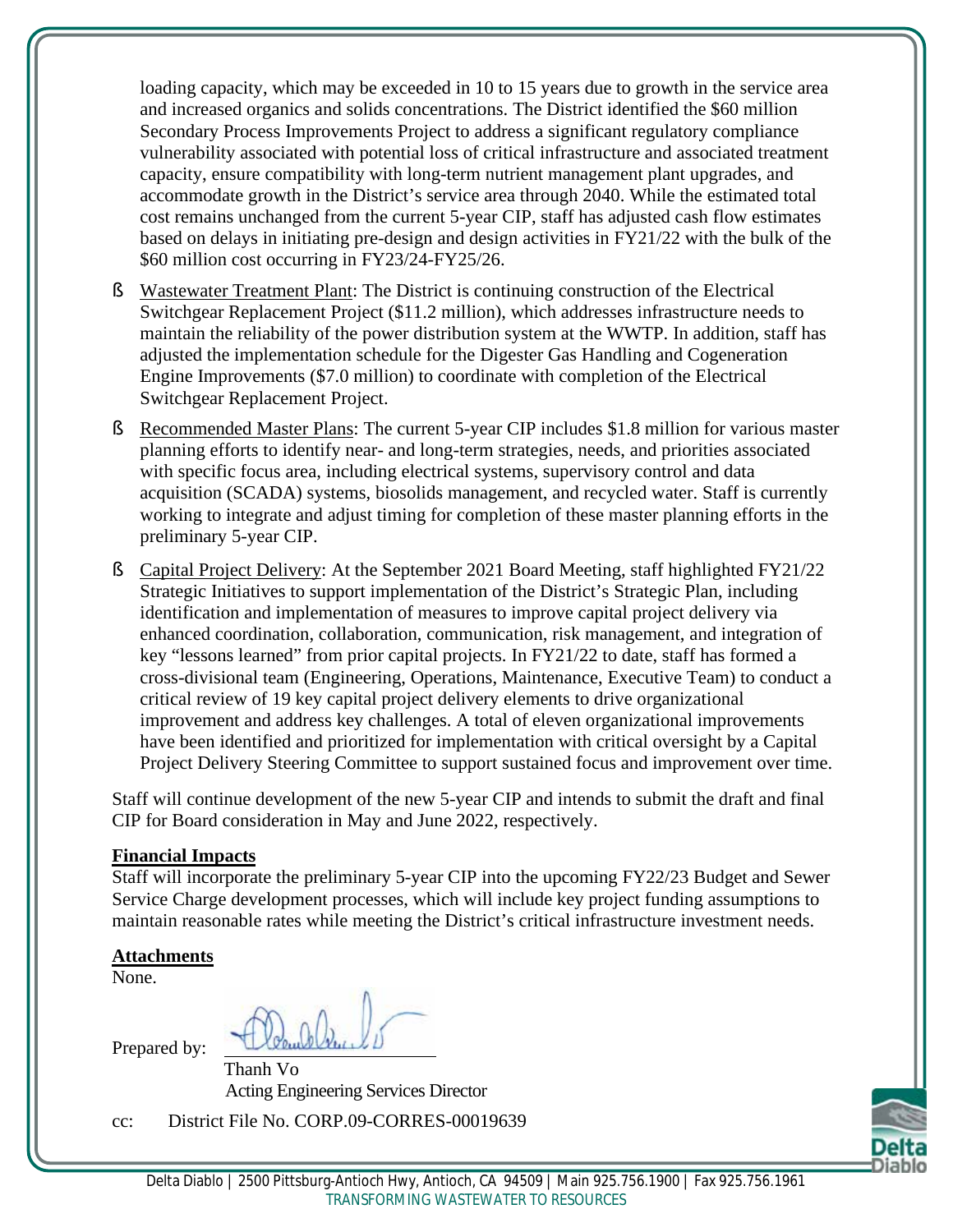loading capacity, which may be exceeded in 10 to 15 years due to growth in the service area and increased organics and solids concentrations. The District identified the $60 million Secondary Process Improvements Project to address a significant regulatory compliance vulnerability associated with potential loss of critical infrastructure and associated treatment capacity, ensure compatibility with long-term nutrient management plant upgrades, and accommodate growth in the District's service area through 2040. While the estimated total cost remains unchanged from the current 5-year CIP, staff has adjusted cash flow estimates based on delays in initiating pre-design and design activities in FY21/22 with the bulk of the $60 million cost occurring in FY23/24-FY25/26.

- Wastewater Treatment Plant: The District is continuing construction of the Electrical Switchgear Replacement Project ($11.2 million), which addresses infrastructure needs to maintain the reliability of the power distribution system at the WWTP. In addition, staff has adjusted the implementation schedule for the Digester Gas Handling and Cogeneration Engine Improvements ($7.0 million) to coordinate with completion of the Electrical Switchgear Replacement Project.
- Recommended Master Plans: The current 5-year CIP includes $1.8 million for various master planning efforts to identify near- and long-term strategies, needs, and priorities associated with specific focus area, including electrical systems, supervisory control and data acquisition (SCADA) systems, biosolids management, and recycled water. Staff is currently working to integrate and adjust timing for completion of these master planning efforts in the preliminary 5-year CIP.
- Capital Project Delivery: At the September 2021 Board Meeting, staff highlighted FY21/22 Strategic Initiatives to support implementation of the District's Strategic Plan, including identification and implementation of measures to improve capital project delivery via enhanced coordination, collaboration, communication, risk management, and integration of key "lessons learned" from prior capital projects. In FY21/22 to date, staff has formed a cross-divisional team (Engineering, Operations, Maintenance, Executive Team) to conduct a critical review of 19 key capital project delivery elements to drive organizational improvement and address key challenges. A total of eleven organizational improvements have been identified and prioritized for implementation with critical oversight by a Capital Project Delivery Steering Committee to support sustained focus and improvement over time.

Staff will continue development of the new 5-year CIP and intends to submit the draft and final CIP for Board consideration in May and June 2022, respectively.

**Financial Impacts**

Staff will incorporate the preliminary 5-year CIP into the upcoming FY22/23 Budget and Sewer Service Charge development processes, which will include key project funding assumptions to maintain reasonable rates while meeting the District's critical infrastructure investment needs.

**Attachments**

None.

Prepared by:

Thanh Vo
Acting Engineering Services Director

cc: District File No. CORP.09-CORRES-00019639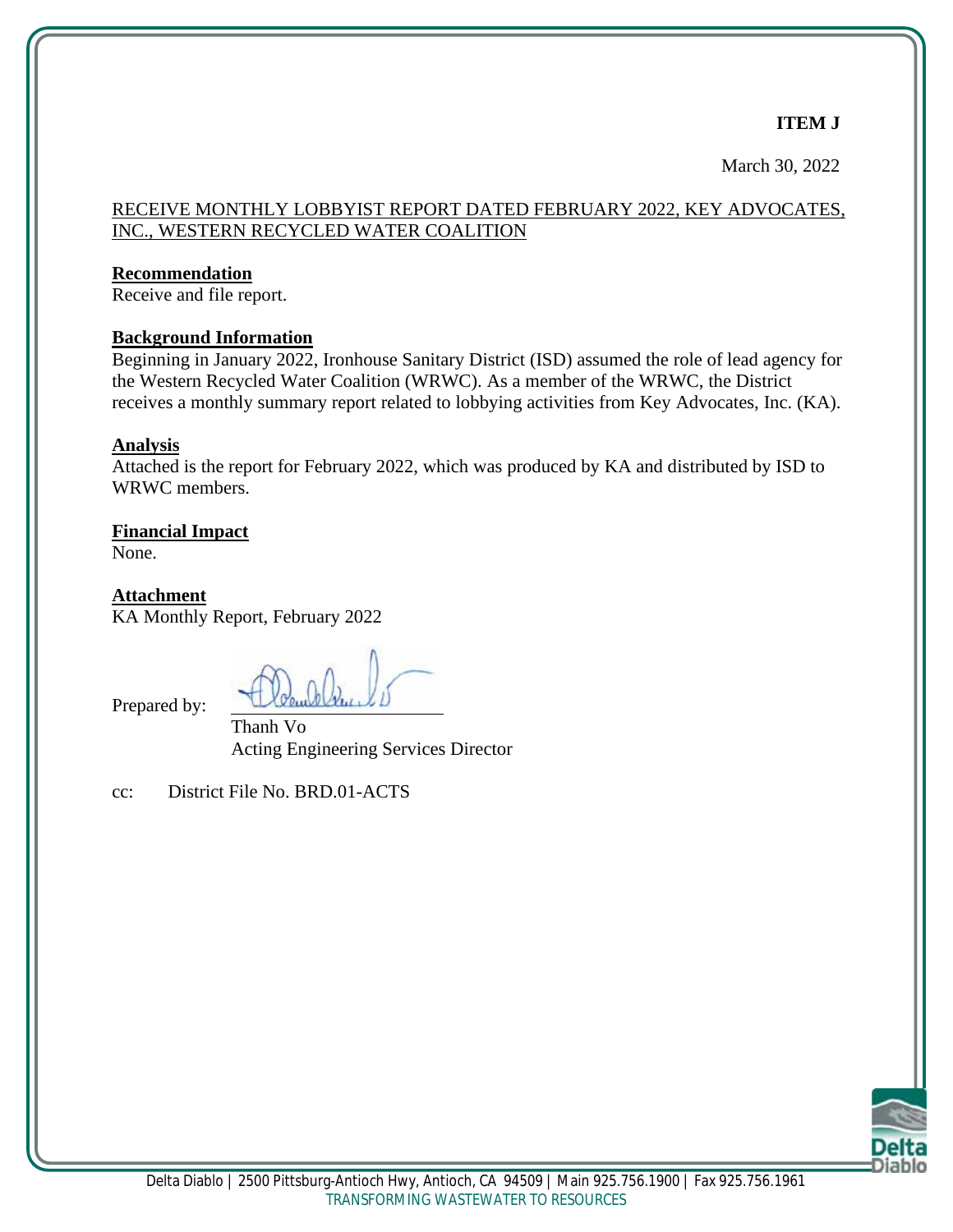**ITEM J**

March 30, 2022

RECEIVE MONTHLY LOBBYIST REPORT DATED FEBRUARY 2022, KEY ADVOCATES, INC., WESTERN RECYCLED WATER COALITION

**Recommendation**

Receive and file report.

**Background Information**

Beginning in January 2022, Ironhouse Sanitary District (ISD) assumed the role of lead agency for the Western Recycled Water Coalition (WRWC). As a member of the WRWC, the District receives a monthly summary report related to lobbying activities from Key Advocates, Inc. (KA).

**Analysis**

Attached is the report for February 2022, which was produced by KA and distributed by ISD to WRWC members.

**Financial Impact**

None.

**Attachment**

KA Monthly Report, February 2022

Prepared by:

Thanh Vo
Acting Engineering Services Director

cc: District File No. BRD.01-ACTS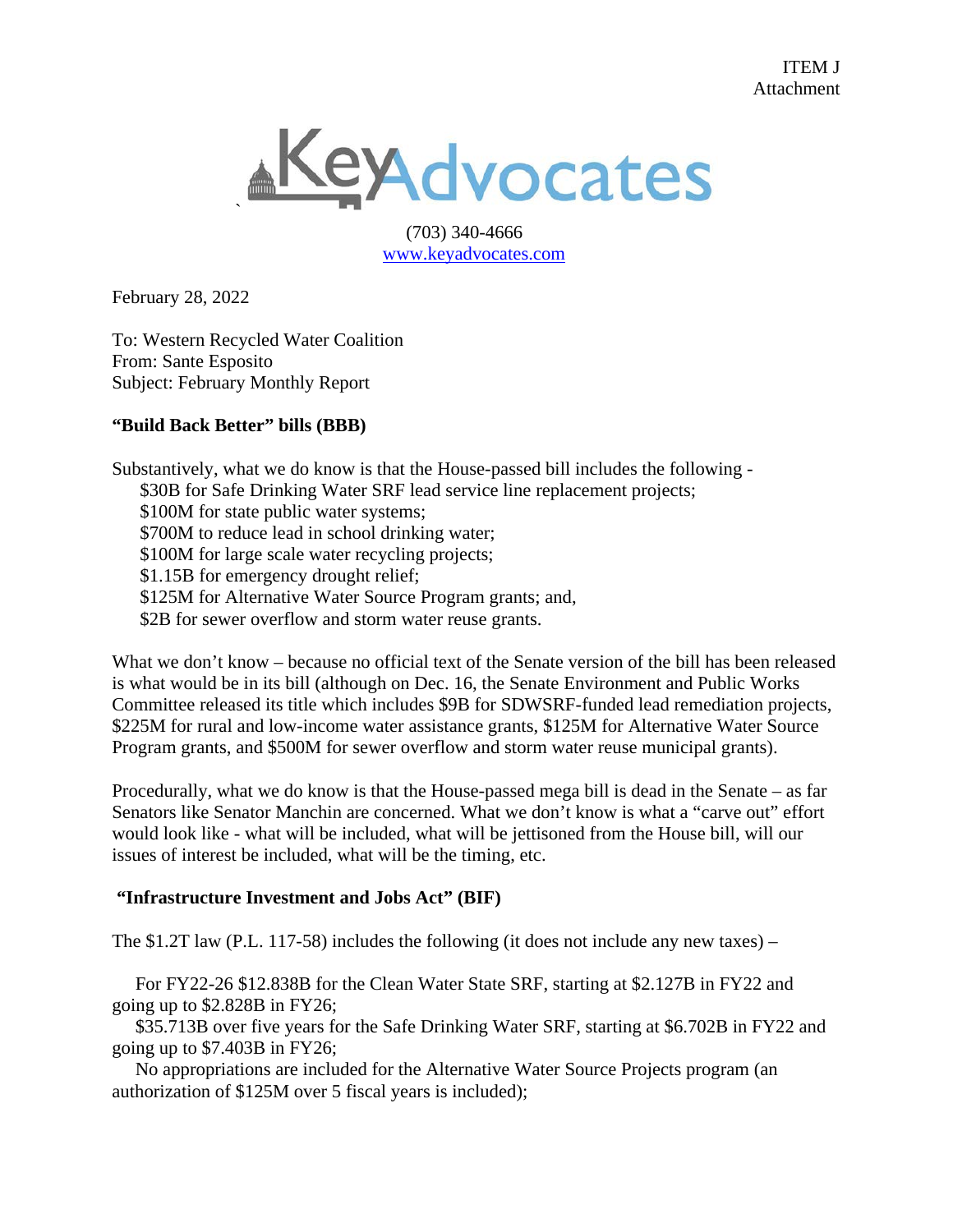ITEM J
Attachment

KeyAdvocates

(703) 340-4666
www.keyadvocates.com

February 28, 2022

To: Western Recycled Water Coalition
From: Sante Esposito
Subject: February Monthly Report

**"Build Back Better" bills (BBB)**

Substantively, what we do know is that the House-passed bill includes the following -

- $30B for Safe Drinking Water SRF lead service line replacement projects;
- $100M for state public water systems;
- $700M to reduce lead in school drinking water;
- $100M for large scale water recycling projects;
- $1.15B for emergency drought relief;
- $125M for Alternative Water Source Program grants; and,
- $2B for sewer overflow and storm water reuse grants.

What we don't know – because no official text of the Senate version of the bill has been released is what would be in its bill (although on Dec. 16, the Senate Environment and Public Works Committee released its title which includes $9B for SDWSRF-funded lead remediation projects, $225M for rural and low-income water assistance grants, $125M for Alternative Water Source Program grants, and $500M for sewer overflow and storm water reuse municipal grants).

Procedurally, what we do know is that the House-passed mega bill is dead in the Senate – as far Senators like Senator Manchin are concerned. What we don't know is what a "carve out" effort would look like - what will be included, what will be jettisoned from the House bill, will our issues of interest be included, what will be the timing, etc.

**"Infrastructure Investment and Jobs Act" (BIF)**

The $1.2T law (P.L. 117-58) includes the following (it does not include any new taxes) –

- For FY22-26 $12.838B for the Clean Water State SRF, starting at $2.127B in FY22 and going up to $2.828B in FY26;
- $35.713B over five years for the Safe Drinking Water SRF, starting at $6.702B in FY22 and going up to $7.403B in FY26;
- No appropriations are included for the Alternative Water Source Projects program (an authorization of $125M over 5 fiscal years is included);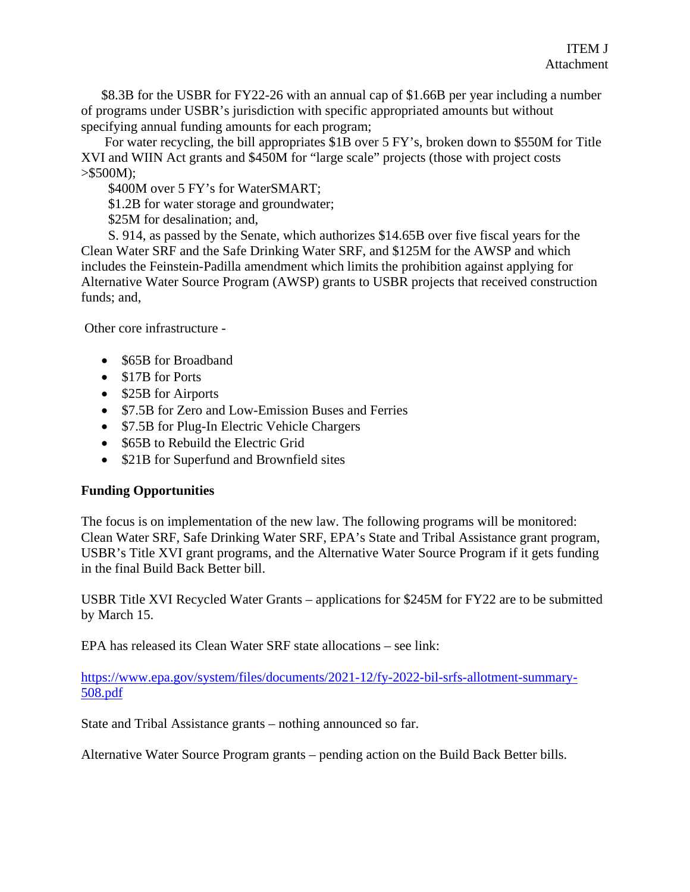ITEM J
Attachment

$8.3B for the USBR for FY22-26 with an annual cap of $1.66B per year including a number of programs under USBR's jurisdiction with specific appropriated amounts but without specifying annual funding amounts for each program;

For water recycling, the bill appropriates $1B over 5 FY's, broken down to $550M for Title XVI and WIIN Act grants and $450M for "large scale" projects (those with project costs >$500M);

$400M over 5 FY's for WaterSMART;

$1.2B for water storage and groundwater;

$25M for desalination; and,

S. 914, as passed by the Senate, which authorizes $14.65B over five fiscal years for the Clean Water SRF and the Safe Drinking Water SRF, and $125M for the AWSP and which includes the Feinstein-Padilla amendment which limits the prohibition against applying for Alternative Water Source Program (AWSP) grants to USBR projects that received construction funds; and,

Other core infrastructure -

- $65B for Broadband
- $17B for Ports
- $25B for Airports
- $7.5B for Zero and Low-Emission Buses and Ferries
- $7.5B for Plug-In Electric Vehicle Chargers
- $65B to Rebuild the Electric Grid
- $21B for Superfund and Brownfield sites

**Funding Opportunities**

The focus is on implementation of the new law. The following programs will be monitored: Clean Water SRF, Safe Drinking Water SRF, EPA's State and Tribal Assistance grant program, USBR's Title XVI grant programs, and the Alternative Water Source Program if it gets funding in the final Build Back Better bill.

USBR Title XVI Recycled Water Grants – applications for $245M for FY22 are to be submitted by March 15.

EPA has released its Clean Water SRF state allocations – see link:

https://www.epa.gov/system/files/documents/2021-12/fy-2022-bil-srfs-allotment-summary-508.pdf

State and Tribal Assistance grants – nothing announced so far.

Alternative Water Source Program grants – pending action on the Build Back Better bills.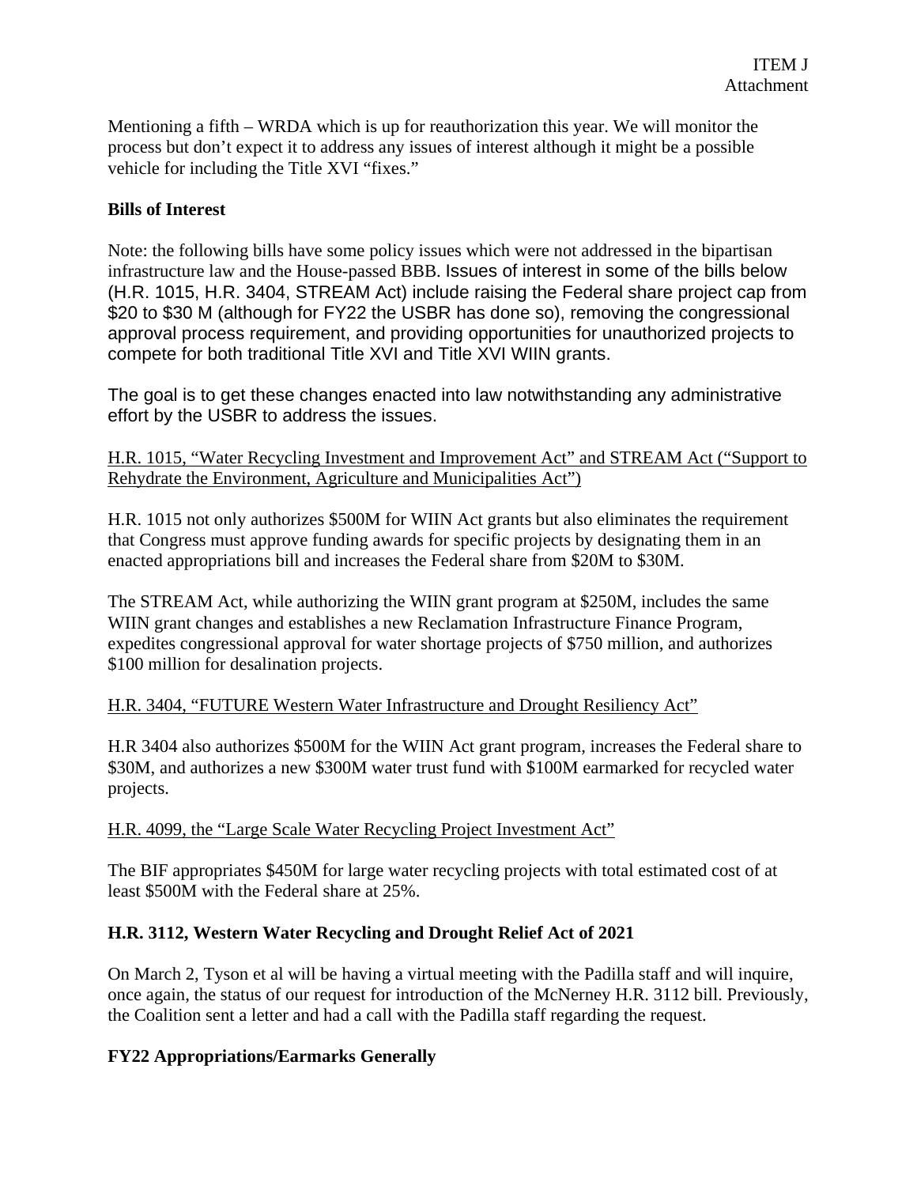Mentioning a fifth – WRDA which is up for reauthorization this year. We will monitor the process but don't expect it to address any issues of interest although it might be a possible vehicle for including the Title XVI "fixes."

**Bills of Interest**

Note: the following bills have some policy issues which were not addressed in the bipartisan infrastructure law and the House-passed BBB. Issues of interest in some of the bills below (H.R. 1015, H.R. 3404, STREAM Act) include raising the Federal share project cap from $20 to $30 M (although for FY22 the USBR has done so), removing the congressional approval process requirement, and providing opportunities for unauthorized projects to compete for both traditional Title XVI and Title XVI WIIN grants.

The goal is to get these changes enacted into law notwithstanding any administrative effort by the USBR to address the issues.

H.R. 1015, "Water Recycling Investment and Improvement Act" and STREAM Act ("Support to Rehydrate the Environment, Agriculture and Municipalities Act")

H.R. 1015 not only authorizes $500M for WIIN Act grants but also eliminates the requirement that Congress must approve funding awards for specific projects by designating them in an enacted appropriations bill and increases the Federal share from $20M to $30M.

The STREAM Act, while authorizing the WIIN grant program at $250M, includes the same WIIN grant changes and establishes a new Reclamation Infrastructure Finance Program, expedites congressional approval for water shortage projects of $750 million, and authorizes $100 million for desalination projects.

H.R. 3404, "FUTURE Western Water Infrastructure and Drought Resiliency Act"

H.R 3404 also authorizes $500M for the WIIN Act grant program, increases the Federal share to $30M, and authorizes a new $300M water trust fund with $100M earmarked for recycled water projects.

H.R. 4099, the "Large Scale Water Recycling Project Investment Act"

The BIF appropriates $450M for large water recycling projects with total estimated cost of at least $500M with the Federal share at 25%.

**H.R. 3112, Western Water Recycling and Drought Relief Act of 2021**

On March 2, Tyson et al will be having a virtual meeting with the Padilla staff and will inquire, once again, the status of our request for introduction of the McNerney H.R. 3112 bill. Previously, the Coalition sent a letter and had a call with the Padilla staff regarding the request.

**FY22 Appropriations/Earmarks Generally**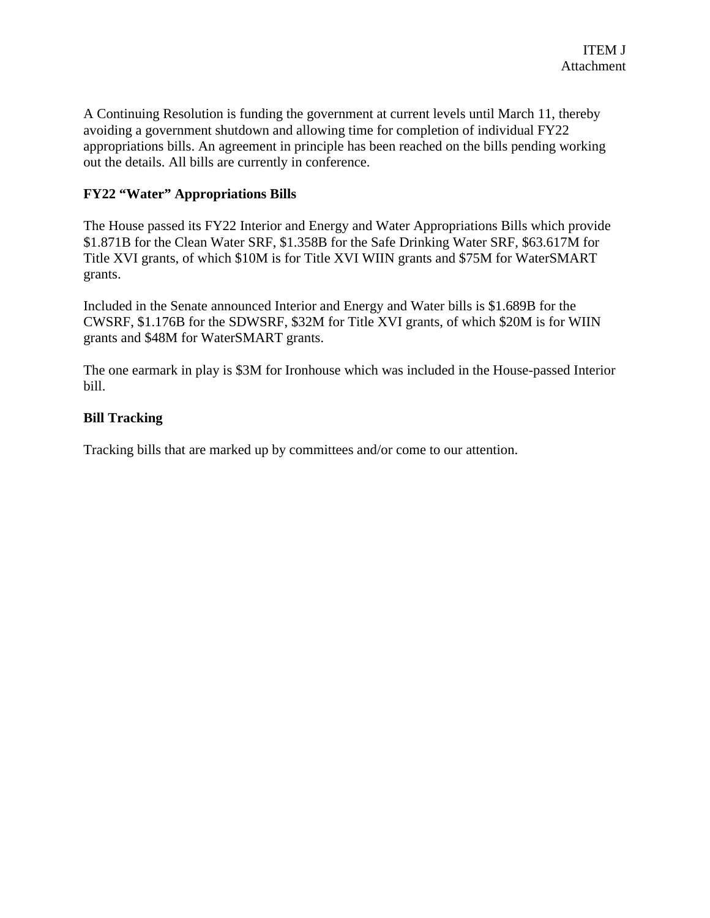ITEM J
Attachment

A Continuing Resolution is funding the government at current levels until March 11, thereby avoiding a government shutdown and allowing time for completion of individual FY22 appropriations bills. An agreement in principle has been reached on the bills pending working out the details. All bills are currently in conference.

**FY22 "Water" Appropriations Bills**

The House passed its FY22 Interior and Energy and Water Appropriations Bills which provide $1.871B for the Clean Water SRF, $1.358B for the Safe Drinking Water SRF, $63.617M for Title XVI grants, of which $10M is for Title XVI WIIN grants and $75M for WaterSMART grants.

Included in the Senate announced Interior and Energy and Water bills is $1.689B for the CWSRF, $1.176B for the SDWSRF, $32M for Title XVI grants, of which $20M is for WIIN grants and $48M for WaterSMART grants.

The one earmark in play is $3M for Ironhouse which was included in the House-passed Interior bill.

**Bill Tracking**

Tracking bills that are marked up by committees and/or come to our attention.